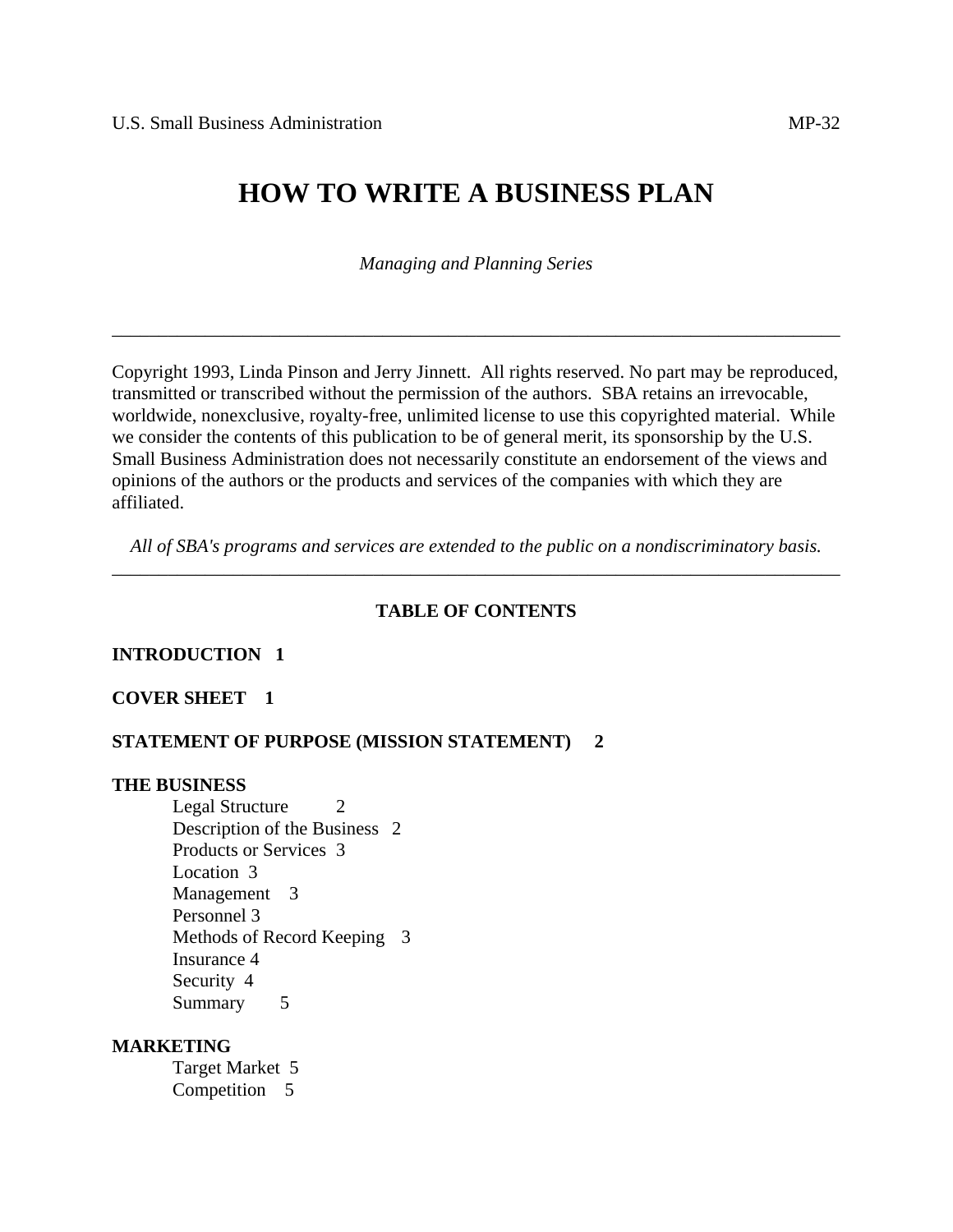U.S. Small Business Administration MP-32

# HOW TO WRITE A BUSINESS PLAN

*Managing and Planning Series*

---

Copyright 1993, Linda Pinson and Jerry Jinnett. All rights reserved. No part may be reproduced, transmitted or transcribed without the permission of the authors. SBA retains an irrevocable, worldwide, nonexclusive, royalty-free, unlimited license to use this copyrighted material. While we consider the contents of this publication to be of general merit, its sponsorship by the U.S. Small Business Administration does not necessarily constitute an endorsement of the views and opinions of the authors or the products and services of the companies with which they are affiliated.

*All of SBA's programs and services are extended to the public on a nondiscriminatory basis.*

---

## TABLE OF CONTENTS

**INTRODUCTION 1**

**COVER SHEET 1**

**STATEMENT OF PURPOSE (MISSION STATEMENT) 2**

**THE BUSINESS**

- Legal Structure 2
- Description of the Business 2
- Products or Services 3
- Location 3
- Management 3
- Personnel 3
- Methods of Record Keeping 3
- Insurance 4
- Security 4
- Summary 5

**MARKETING**

- Target Market 5
- Competition 5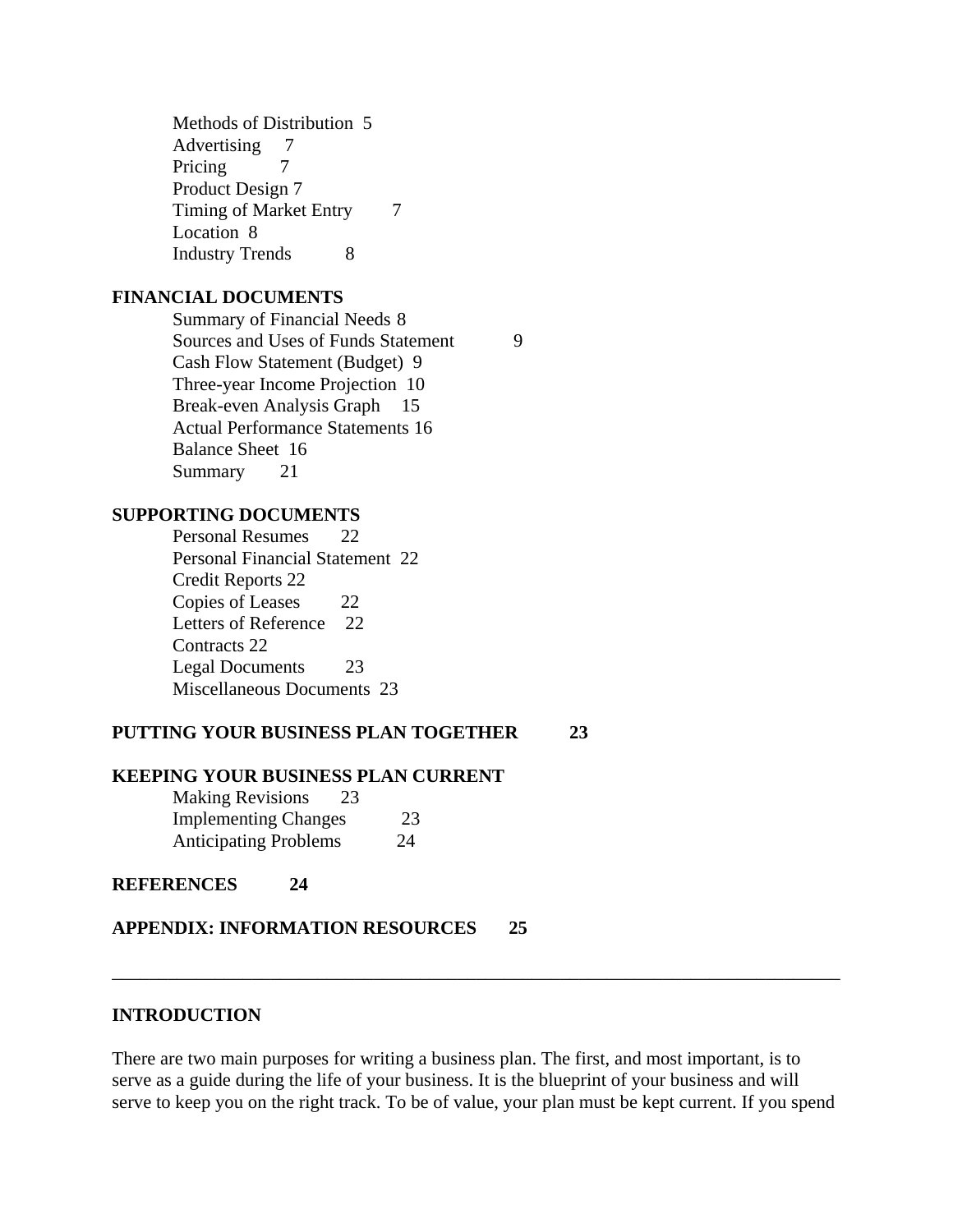Methods of Distribution 5
Advertising 7
Pricing 7
Product Design 7
Timing of Market Entry 7
Location 8
Industry Trends 8

**FINANCIAL DOCUMENTS**

Summary of Financial Needs 8
Sources and Uses of Funds Statement 9
Cash Flow Statement (Budget) 9
Three-year Income Projection 10
Break-even Analysis Graph 15
Actual Performance Statements 16
Balance Sheet 16
Summary 21

**SUPPORTING DOCUMENTS**

Personal Resumes 22
Personal Financial Statement 22
Credit Reports 22
Copies of Leases 22
Letters of Reference 22
Contracts 22
Legal Documents 23
Miscellaneous Documents 23

**PUTTING YOUR BUSINESS PLAN TOGETHER 23**

**KEEPING YOUR BUSINESS PLAN CURRENT**

Making Revisions 23
Implementing Changes 23
Anticipating Problems 24

**REFERENCES 24**

**APPENDIX: INFORMATION RESOURCES 25**

---

## INTRODUCTION

There are two main purposes for writing a business plan. The first, and most important, is to serve as a guide during the life of your business. It is the blueprint of your business and will serve to keep you on the right track. To be of value, your plan must be kept current. If you spend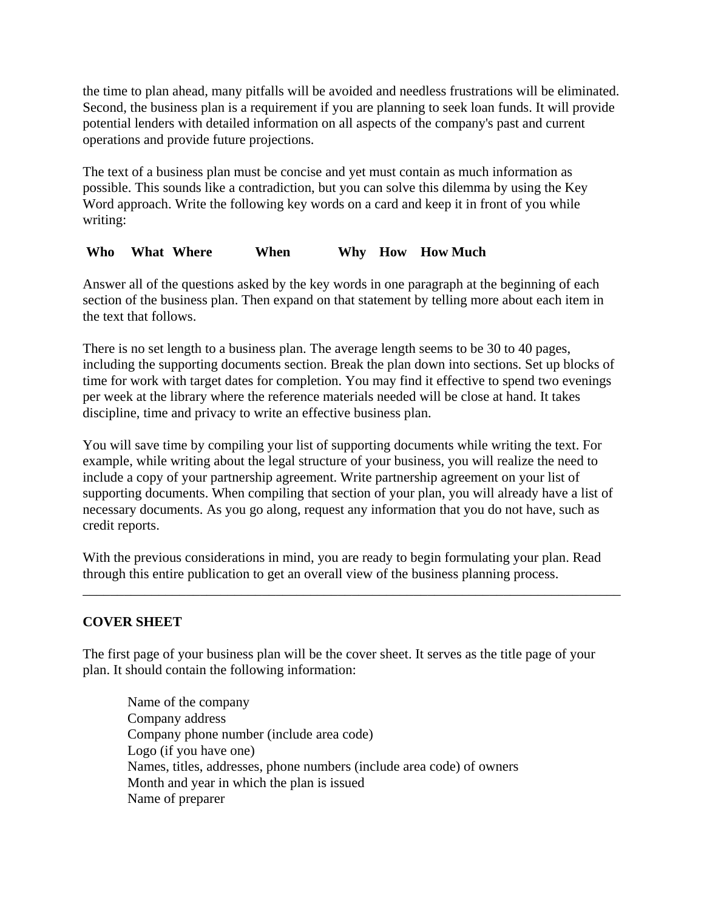the time to plan ahead, many pitfalls will be avoided and needless frustrations will be eliminated. Second, the business plan is a requirement if you are planning to seek loan funds. It will provide potential lenders with detailed information on all aspects of the company's past and current operations and provide future projections.

The text of a business plan must be concise and yet must contain as much information as possible. This sounds like a contradiction, but you can solve this dilemma by using the Key Word approach. Write the following key words on a card and keep it in front of you while writing:

**Who What Where When Why How How Much**

Answer all of the questions asked by the key words in one paragraph at the beginning of each section of the business plan. Then expand on that statement by telling more about each item in the text that follows.

There is no set length to a business plan. The average length seems to be 30 to 40 pages, including the supporting documents section. Break the plan down into sections. Set up blocks of time for work with target dates for completion. You may find it effective to spend two evenings per week at the library where the reference materials needed will be close at hand. It takes discipline, time and privacy to write an effective business plan.

You will save time by compiling your list of supporting documents while writing the text. For example, while writing about the legal structure of your business, you will realize the need to include a copy of your partnership agreement. Write partnership agreement on your list of supporting documents. When compiling that section of your plan, you will already have a list of necessary documents. As you go along, request any information that you do not have, such as credit reports.

With the previous considerations in mind, you are ready to begin formulating your plan. Read through this entire publication to get an overall view of the business planning process.

---

**COVER SHEET**

The first page of your business plan will be the cover sheet. It serves as the title page of your plan. It should contain the following information:

Name of the company  
Company address  
Company phone number (include area code)  
Logo (if you have one)  
Names, titles, addresses, phone numbers (include area code) of owners  
Month and year in which the plan is issued  
Name of preparer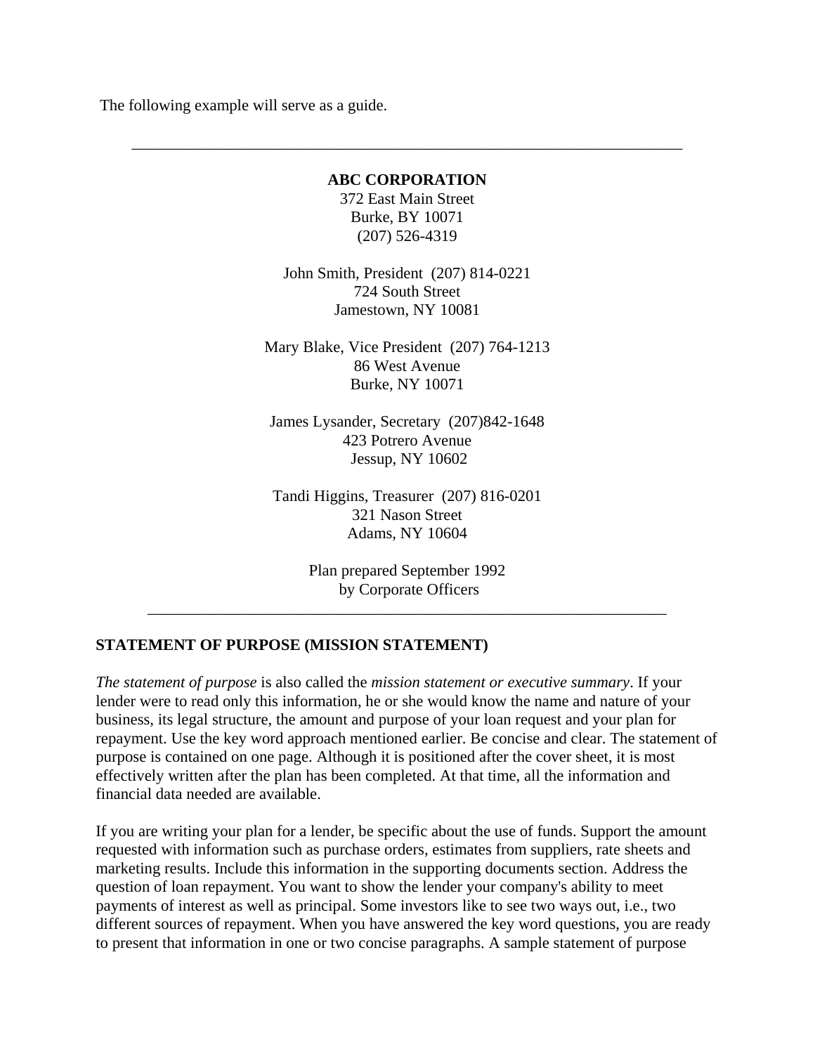The following example will serve as a guide.

---

**ABC CORPORATION**
372 East Main Street
Burke, BY 10071
(207) 526-4319

John Smith, President (207) 814-0221
724 South Street
Jamestown, NY 10081

Mary Blake, Vice President (207) 764-1213
86 West Avenue
Burke, NY 10071

James Lysander, Secretary (207)842-1648
423 Potrero Avenue
Jessup, NY 10602

Tandi Higgins, Treasurer (207) 816-0201
321 Nason Street
Adams, NY 10604

Plan prepared September 1992
by Corporate Officers

---

**STATEMENT OF PURPOSE (MISSION STATEMENT)**

*The statement of purpose* is also called the *mission statement or executive summary*. If your lender were to read only this information, he or she would know the name and nature of your business, its legal structure, the amount and purpose of your loan request and your plan for repayment. Use the key word approach mentioned earlier. Be concise and clear. The statement of purpose is contained on one page. Although it is positioned after the cover sheet, it is most effectively written after the plan has been completed. At that time, all the information and financial data needed are available.

If you are writing your plan for a lender, be specific about the use of funds. Support the amount requested with information such as purchase orders, estimates from suppliers, rate sheets and marketing results. Include this information in the supporting documents section. Address the question of loan repayment. You want to show the lender your company's ability to meet payments of interest as well as principal. Some investors like to see two ways out, i.e., two different sources of repayment. When you have answered the key word questions, you are ready to present that information in one or two concise paragraphs. A sample statement of purpose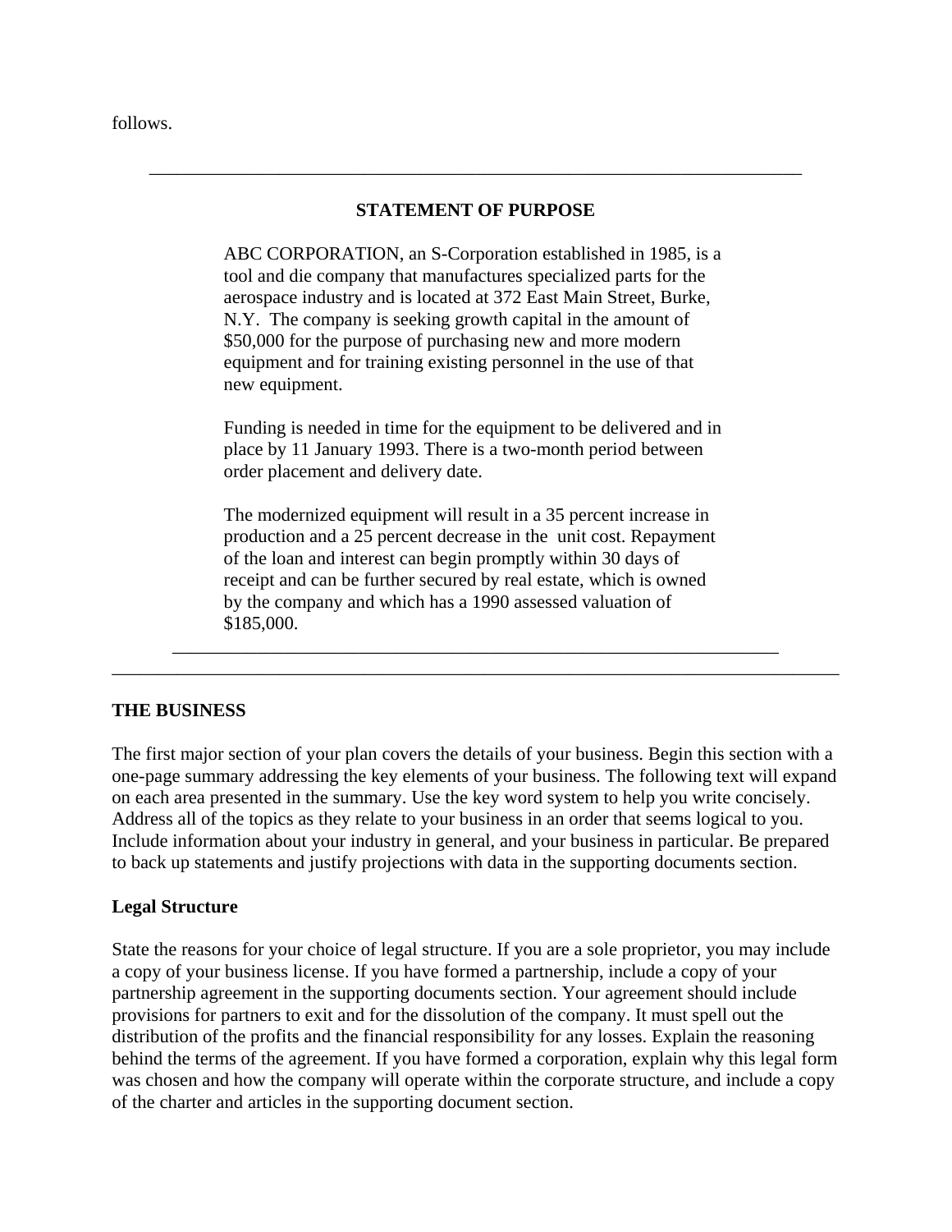follows.

---

**STATEMENT OF PURPOSE**

ABC CORPORATION, an S-Corporation established in 1985, is a tool and die company that manufactures specialized parts for the aerospace industry and is located at 372 East Main Street, Burke, N.Y. The company is seeking growth capital in the amount of $50,000 for the purpose of purchasing new and more modern equipment and for training existing personnel in the use of that new equipment.

Funding is needed in time for the equipment to be delivered and in place by 11 January 1993. There is a two-month period between order placement and delivery date.

The modernized equipment will result in a 35 percent increase in production and a 25 percent decrease in the unit cost. Repayment of the loan and interest can begin promptly within 30 days of receipt and can be further secured by real estate, which is owned by the company and which has a 1990 assessed valuation of $185,000.

---

## THE BUSINESS

The first major section of your plan covers the details of your business. Begin this section with a one-page summary addressing the key elements of your business. The following text will expand on each area presented in the summary. Use the key word system to help you write concisely. Address all of the topics as they relate to your business in an order that seems logical to you. Include information about your industry in general, and your business in particular. Be prepared to back up statements and justify projections with data in the supporting documents section.

### Legal Structure

State the reasons for your choice of legal structure. If you are a sole proprietor, you may include a copy of your business license. If you have formed a partnership, include a copy of your partnership agreement in the supporting documents section. Your agreement should include provisions for partners to exit and for the dissolution of the company. It must spell out the distribution of the profits and the financial responsibility for any losses. Explain the reasoning behind the terms of the agreement. If you have formed a corporation, explain why this legal form was chosen and how the company will operate within the corporate structure, and include a copy of the charter and articles in the supporting document section.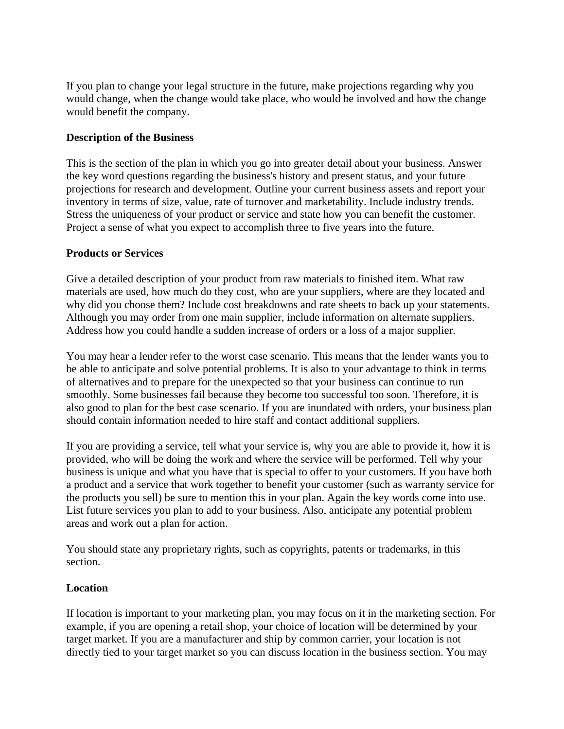If you plan to change your legal structure in the future, make projections regarding why you would change, when the change would take place, who would be involved and how the change would benefit the company.

**Description of the Business**

This is the section of the plan in which you go into greater detail about your business. Answer the key word questions regarding the business's history and present status, and your future projections for research and development. Outline your current business assets and report your inventory in terms of size, value, rate of turnover and marketability. Include industry trends. Stress the uniqueness of your product or service and state how you can benefit the customer. Project a sense of what you expect to accomplish three to five years into the future.

**Products or Services**

Give a detailed description of your product from raw materials to finished item. What raw materials are used, how much do they cost, who are your suppliers, where are they located and why did you choose them? Include cost breakdowns and rate sheets to back up your statements. Although you may order from one main supplier, include information on alternate suppliers. Address how you could handle a sudden increase of orders or a loss of a major supplier.

You may hear a lender refer to the worst case scenario. This means that the lender wants you to be able to anticipate and solve potential problems. It is also to your advantage to think in terms of alternatives and to prepare for the unexpected so that your business can continue to run smoothly. Some businesses fail because they become too successful too soon. Therefore, it is also good to plan for the best case scenario. If you are inundated with orders, your business plan should contain information needed to hire staff and contact additional suppliers.

If you are providing a service, tell what your service is, why you are able to provide it, how it is provided, who will be doing the work and where the service will be performed. Tell why your business is unique and what you have that is special to offer to your customers. If you have both a product and a service that work together to benefit your customer (such as warranty service for the products you sell) be sure to mention this in your plan. Again the key words come into use. List future services you plan to add to your business. Also, anticipate any potential problem areas and work out a plan for action.

You should state any proprietary rights, such as copyrights, patents or trademarks, in this section.

**Location**

If location is important to your marketing plan, you may focus on it in the marketing section. For example, if you are opening a retail shop, your choice of location will be determined by your target market. If you are a manufacturer and ship by common carrier, your location is not directly tied to your target market so you can discuss location in the business section. You may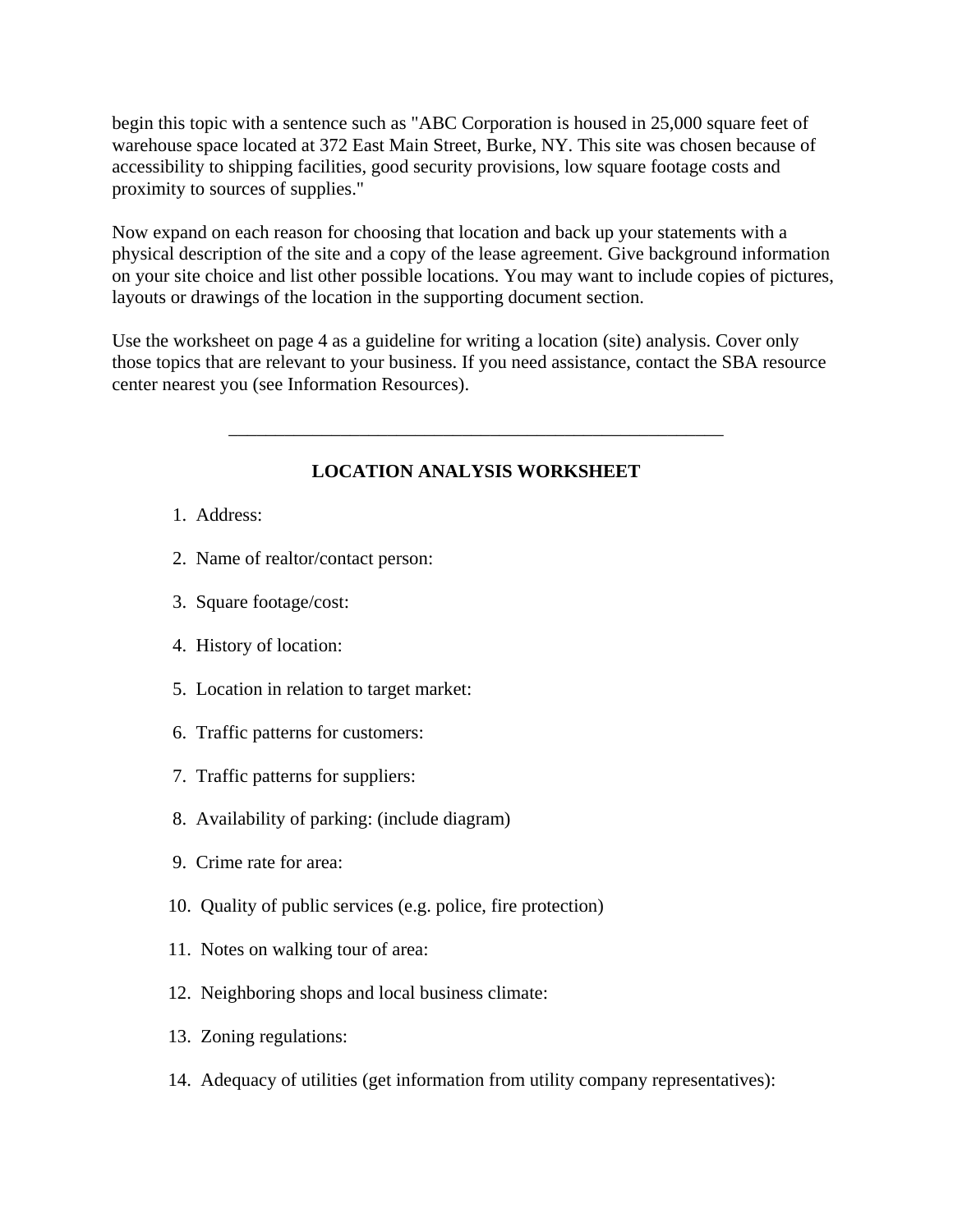begin this topic with a sentence such as "ABC Corporation is housed in 25,000 square feet of warehouse space located at 372 East Main Street, Burke, NY. This site was chosen because of accessibility to shipping facilities, good security provisions, low square footage costs and proximity to sources of supplies."

Now expand on each reason for choosing that location and back up your statements with a physical description of the site and a copy of the lease agreement. Give background information on your site choice and list other possible locations. You may want to include copies of pictures, layouts or drawings of the location in the supporting document section.

Use the worksheet on page 4 as a guideline for writing a location (site) analysis. Cover only those topics that are relevant to your business. If you need assistance, contact the SBA resource center nearest you (see Information Resources).

---

**LOCATION ANALYSIS WORKSHEET**

1. Address:
2. Name of realtor/contact person:
3. Square footage/cost:
4. History of location:
5. Location in relation to target market:
6. Traffic patterns for customers:
7. Traffic patterns for suppliers:
8. Availability of parking: (include diagram)
9. Crime rate for area:
10. Quality of public services (e.g. police, fire protection)
11. Notes on walking tour of area:
12. Neighboring shops and local business climate:
13. Zoning regulations:
14. Adequacy of utilities (get information from utility company representatives):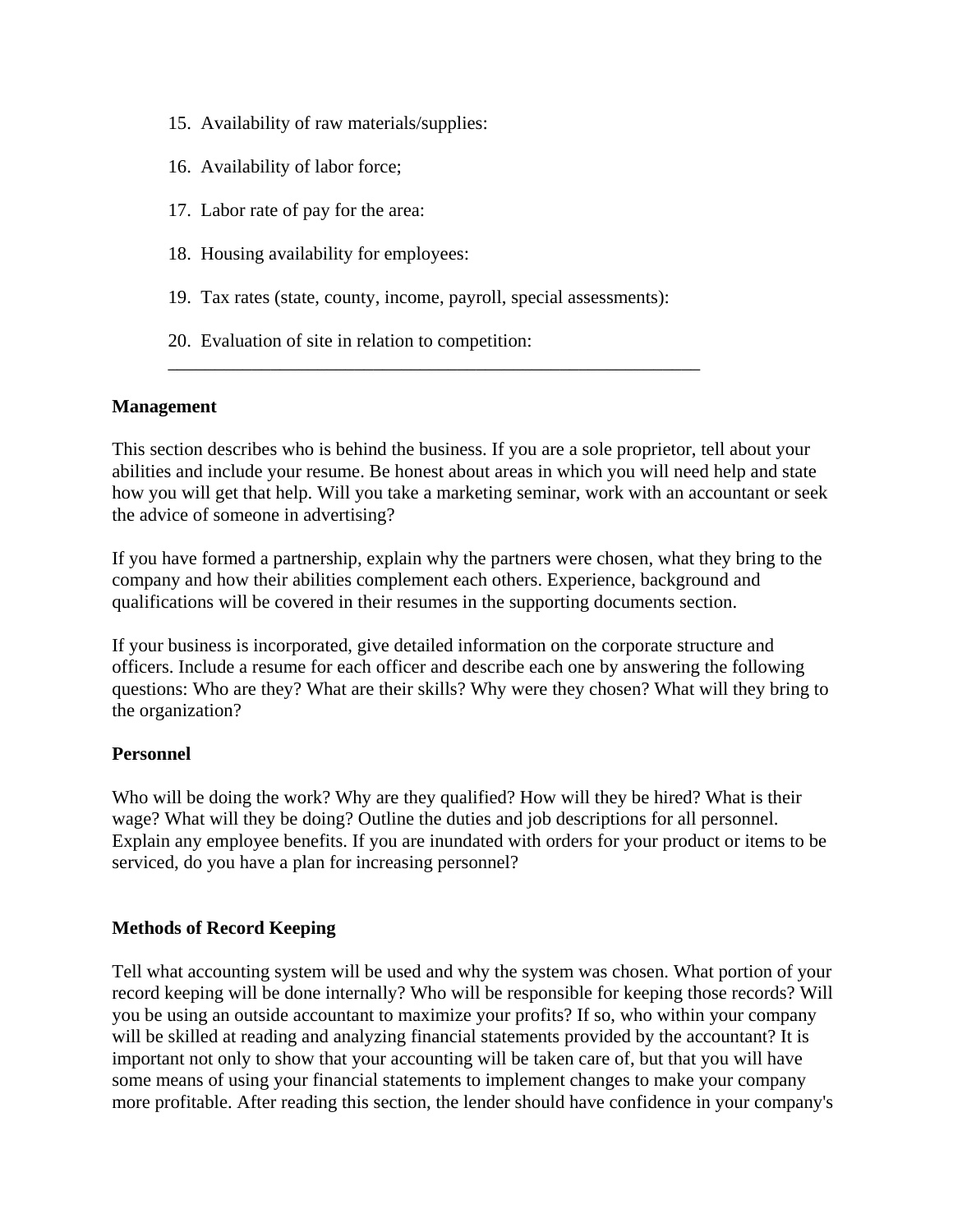15. Availability of raw materials/supplies:

16. Availability of labor force;

17. Labor rate of pay for the area:

18. Housing availability for employees:

19. Tax rates (state, county, income, payroll, special assessments):

20. Evaluation of site in relation to competition:
    ___________________________________________________________

**Management**

This section describes who is behind the business. If you are a sole proprietor, tell about your abilities and include your resume. Be honest about areas in which you will need help and state how you will get that help. Will you take a marketing seminar, work with an accountant or seek the advice of someone in advertising?

If you have formed a partnership, explain why the partners were chosen, what they bring to the company and how their abilities complement each others. Experience, background and qualifications will be covered in their resumes in the supporting documents section.

If your business is incorporated, give detailed information on the corporate structure and officers. Include a resume for each officer and describe each one by answering the following questions: Who are they? What are their skills? Why were they chosen? What will they bring to the organization?

**Personnel**

Who will be doing the work? Why are they qualified? How will they be hired? What is their wage? What will they be doing? Outline the duties and job descriptions for all personnel. Explain any employee benefits. If you are inundated with orders for your product or items to be serviced, do you have a plan for increasing personnel?

**Methods of Record Keeping**

Tell what accounting system will be used and why the system was chosen. What portion of your record keeping will be done internally? Who will be responsible for keeping those records? Will you be using an outside accountant to maximize your profits? If so, who within your company will be skilled at reading and analyzing financial statements provided by the accountant? It is important not only to show that your accounting will be taken care of, but that you will have some means of using your financial statements to implement changes to make your company more profitable. After reading this section, the lender should have confidence in your company's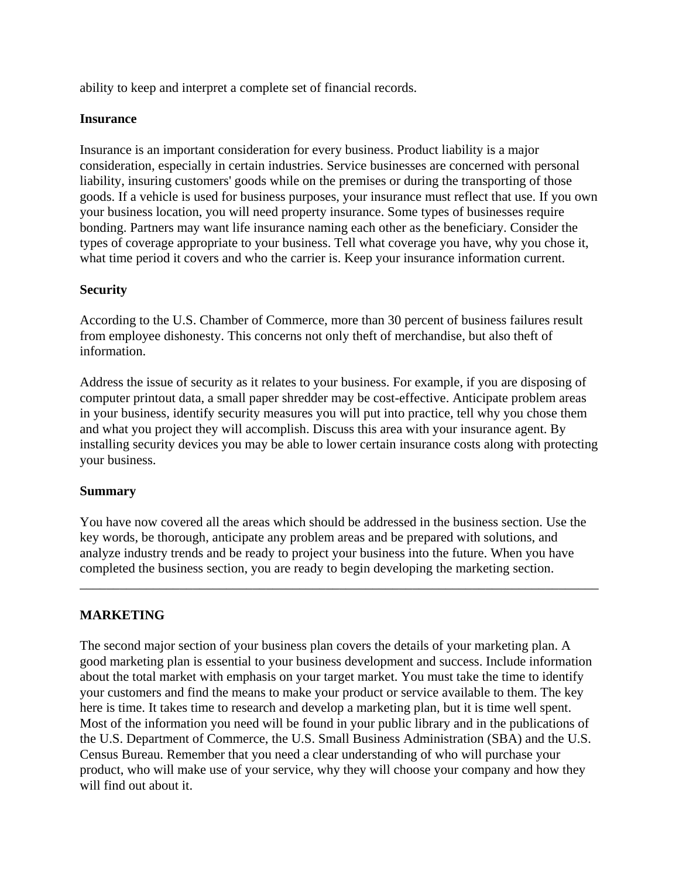ability to keep and interpret a complete set of financial records.

**Insurance**

Insurance is an important consideration for every business. Product liability is a major consideration, especially in certain industries. Service businesses are concerned with personal liability, insuring customers' goods while on the premises or during the transporting of those goods. If a vehicle is used for business purposes, your insurance must reflect that use. If you own your business location, you will need property insurance. Some types of businesses require bonding. Partners may want life insurance naming each other as the beneficiary. Consider the types of coverage appropriate to your business. Tell what coverage you have, why you chose it, what time period it covers and who the carrier is. Keep your insurance information current.

**Security**

According to the U.S. Chamber of Commerce, more than 30 percent of business failures result from employee dishonesty. This concerns not only theft of merchandise, but also theft of information.

Address the issue of security as it relates to your business. For example, if you are disposing of computer printout data, a small paper shredder may be cost-effective. Anticipate problem areas in your business, identify security measures you will put into practice, tell why you chose them and what you project they will accomplish. Discuss this area with your insurance agent. By installing security devices you may be able to lower certain insurance costs along with protecting your business.

**Summary**

You have now covered all the areas which should be addressed in the business section. Use the key words, be thorough, anticipate any problem areas and be prepared with solutions, and analyze industry trends and be ready to project your business into the future. When you have completed the business section, you are ready to begin developing the marketing section.

---

## MARKETING

The second major section of your business plan covers the details of your marketing plan. A good marketing plan is essential to your business development and success. Include information about the total market with emphasis on your target market. You must take the time to identify your customers and find the means to make your product or service available to them. The key here is time. It takes time to research and develop a marketing plan, but it is time well spent. Most of the information you need will be found in your public library and in the publications of the U.S. Department of Commerce, the U.S. Small Business Administration (SBA) and the U.S. Census Bureau. Remember that you need a clear understanding of who will purchase your product, who will make use of your service, why they will choose your company and how they will find out about it.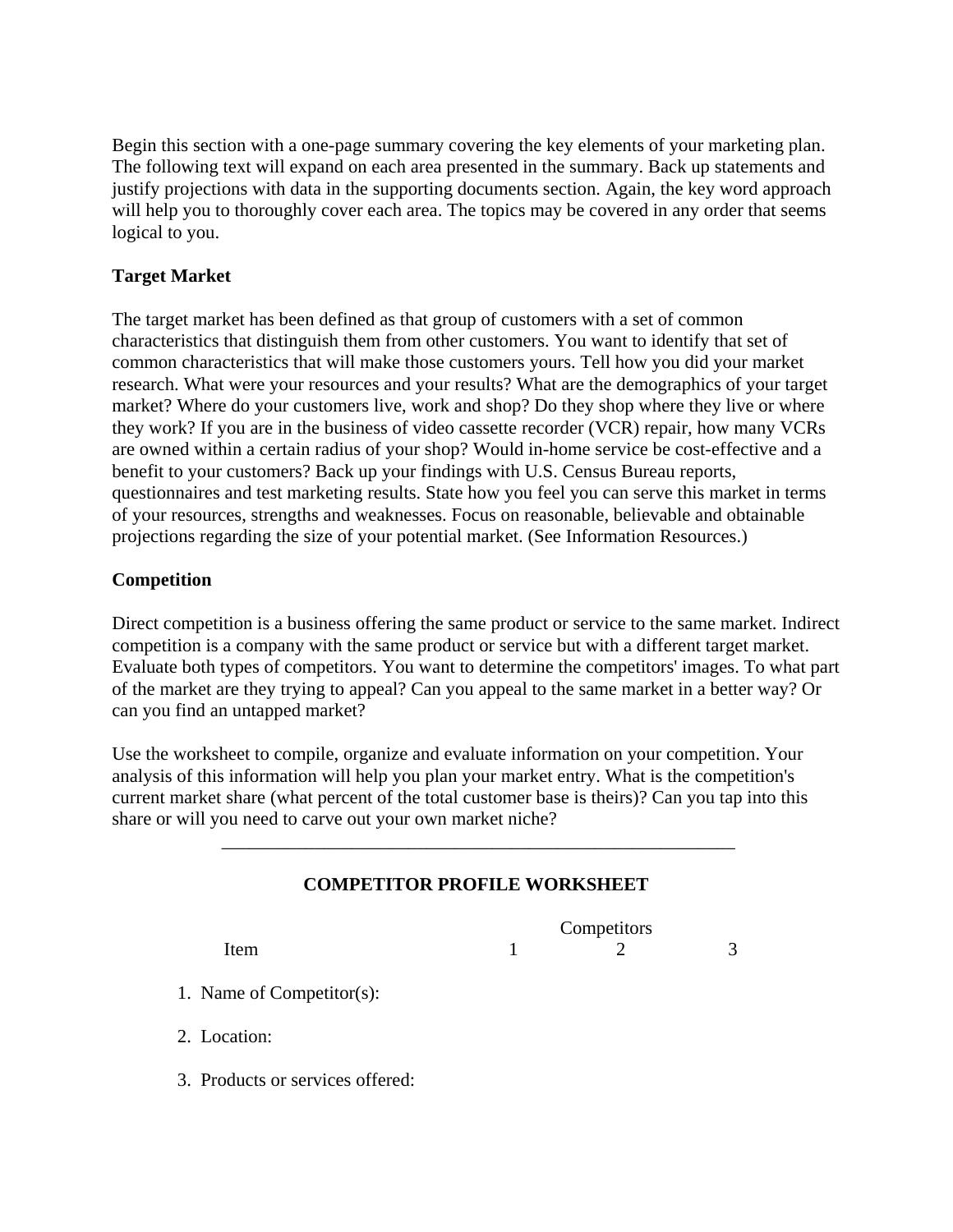Begin this section with a one-page summary covering the key elements of your marketing plan. The following text will expand on each area presented in the summary. Back up statements and justify projections with data in the supporting documents section. Again, the key word approach will help you to thoroughly cover each area. The topics may be covered in any order that seems logical to you.

**Target Market**

The target market has been defined as that group of customers with a set of common characteristics that distinguish them from other customers. You want to identify that set of common characteristics that will make those customers yours. Tell how you did your market research. What were your resources and your results? What are the demographics of your target market? Where do your customers live, work and shop? Do they shop where they live or where they work? If you are in the business of video cassette recorder (VCR) repair, how many VCRs are owned within a certain radius of your shop? Would in-home service be cost-effective and a benefit to your customers? Back up your findings with U.S. Census Bureau reports, questionnaires and test marketing results. State how you feel you can serve this market in terms of your resources, strengths and weaknesses. Focus on reasonable, believable and obtainable projections regarding the size of your potential market. (See Information Resources.)

**Competition**

Direct competition is a business offering the same product or service to the same market. Indirect competition is a company with the same product or service but with a different target market. Evaluate both types of competitors. You want to determine the competitors' images. To what part of the market are they trying to appeal? Can you appeal to the same market in a better way? Or can you find an untapped market?

Use the worksheet to compile, organize and evaluate information on your competition. Your analysis of this information will help you plan your market entry. What is the competition's current market share (what percent of the total customer base is theirs)? Can you tap into this share or will you need to carve out your own market niche?

---

**COMPETITOR PROFILE WORKSHEET**

| Item | Competitors 1 | 2 | 3 |
|---|---|---|---|
| 1. Name of Competitor(s): | | | |
| 2. Location: | | | |
| 3. Products or services offered: | | | |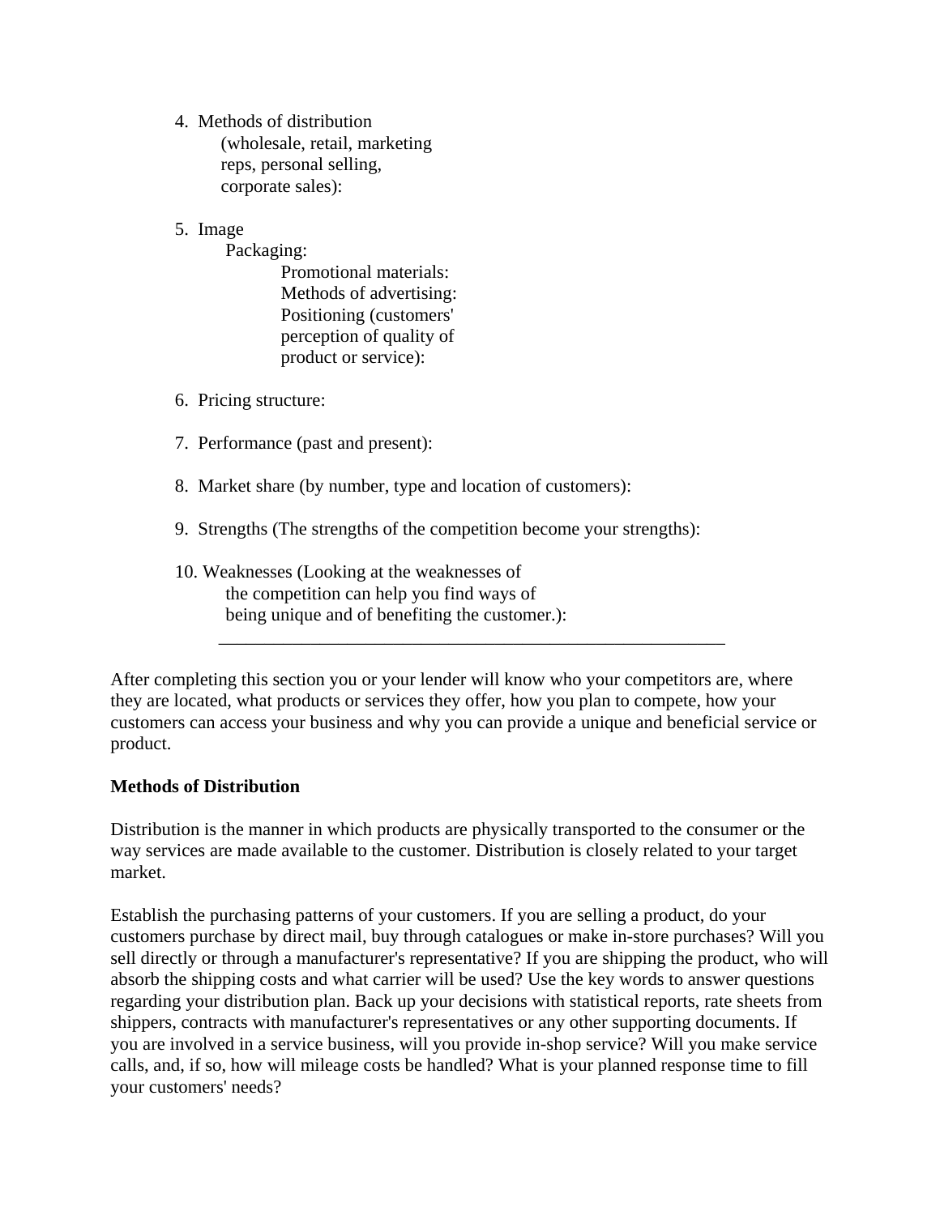4. Methods of distribution (wholesale, retail, marketing reps, personal selling, corporate sales):

5. Image
   - Packaging:
   - Promotional materials:
   - Methods of advertising:
   - Positioning (customers' perception of quality of product or service):

6. Pricing structure:

7. Performance (past and present):

8. Market share (by number, type and location of customers):

9. Strengths (The strengths of the competition become your strengths):

10. Weaknesses (Looking at the weaknesses of the competition can help you find ways of being unique and of benefiting the customer.):

---

After completing this section you or your lender will know who your competitors are, where they are located, what products or services they offer, how you plan to compete, how your customers can access your business and why you can provide a unique and beneficial service or product.

**Methods of Distribution**

Distribution is the manner in which products are physically transported to the consumer or the way services are made available to the customer. Distribution is closely related to your target market.

Establish the purchasing patterns of your customers. If you are selling a product, do your customers purchase by direct mail, buy through catalogues or make in-store purchases? Will you sell directly or through a manufacturer's representative? If you are shipping the product, who will absorb the shipping costs and what carrier will be used? Use the key words to answer questions regarding your distribution plan. Back up your decisions with statistical reports, rate sheets from shippers, contracts with manufacturer's representatives or any other supporting documents. If you are involved in a service business, will you provide in-shop service? Will you make service calls, and, if so, how will mileage costs be handled? What is your planned response time to fill your customers' needs?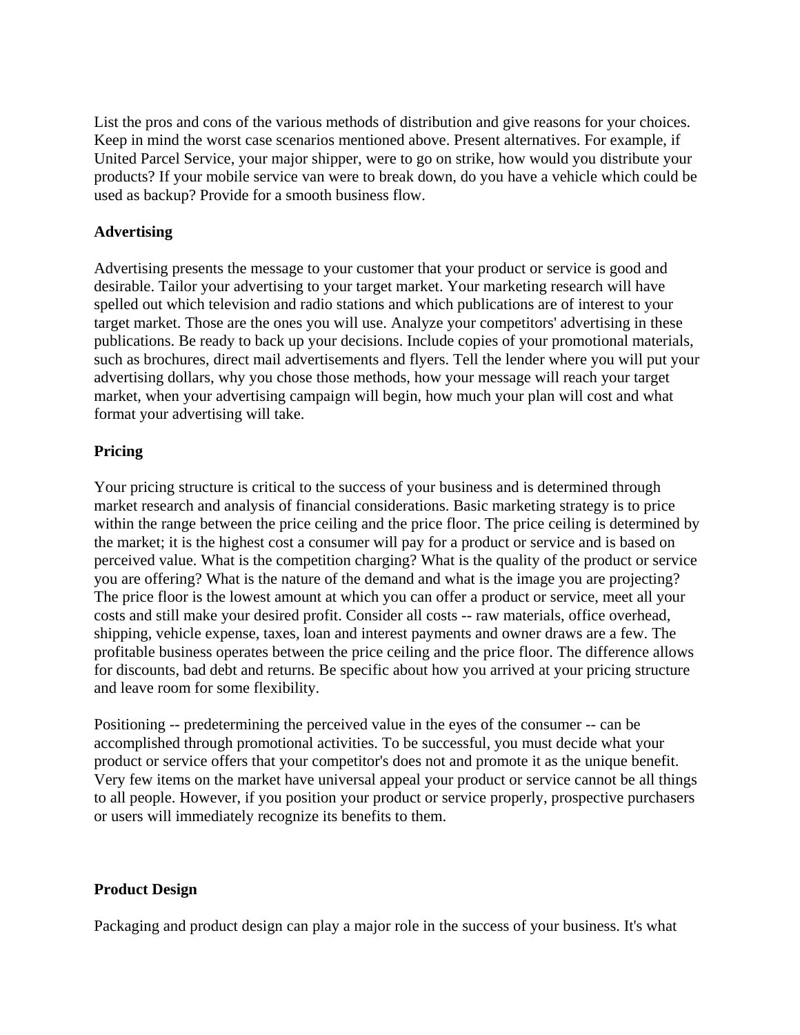List the pros and cons of the various methods of distribution and give reasons for your choices. Keep in mind the worst case scenarios mentioned above. Present alternatives. For example, if United Parcel Service, your major shipper, were to go on strike, how would you distribute your products? If your mobile service van were to break down, do you have a vehicle which could be used as backup? Provide for a smooth business flow.

**Advertising**

Advertising presents the message to your customer that your product or service is good and desirable. Tailor your advertising to your target market. Your marketing research will have spelled out which television and radio stations and which publications are of interest to your target market. Those are the ones you will use. Analyze your competitors' advertising in these publications. Be ready to back up your decisions. Include copies of your promotional materials, such as brochures, direct mail advertisements and flyers. Tell the lender where you will put your advertising dollars, why you chose those methods, how your message will reach your target market, when your advertising campaign will begin, how much your plan will cost and what format your advertising will take.

**Pricing**

Your pricing structure is critical to the success of your business and is determined through market research and analysis of financial considerations. Basic marketing strategy is to price within the range between the price ceiling and the price floor. The price ceiling is determined by the market; it is the highest cost a consumer will pay for a product or service and is based on perceived value. What is the competition charging? What is the quality of the product or service you are offering? What is the nature of the demand and what is the image you are projecting? The price floor is the lowest amount at which you can offer a product or service, meet all your costs and still make your desired profit. Consider all costs -- raw materials, office overhead, shipping, vehicle expense, taxes, loan and interest payments and owner draws are a few. The profitable business operates between the price ceiling and the price floor. The difference allows for discounts, bad debt and returns. Be specific about how you arrived at your pricing structure and leave room for some flexibility.

Positioning -- predetermining the perceived value in the eyes of the consumer -- can be accomplished through promotional activities. To be successful, you must decide what your product or service offers that your competitor's does not and promote it as the unique benefit. Very few items on the market have universal appeal your product or service cannot be all things to all people. However, if you position your product or service properly, prospective purchasers or users will immediately recognize its benefits to them.

**Product Design**

Packaging and product design can play a major role in the success of your business. It's what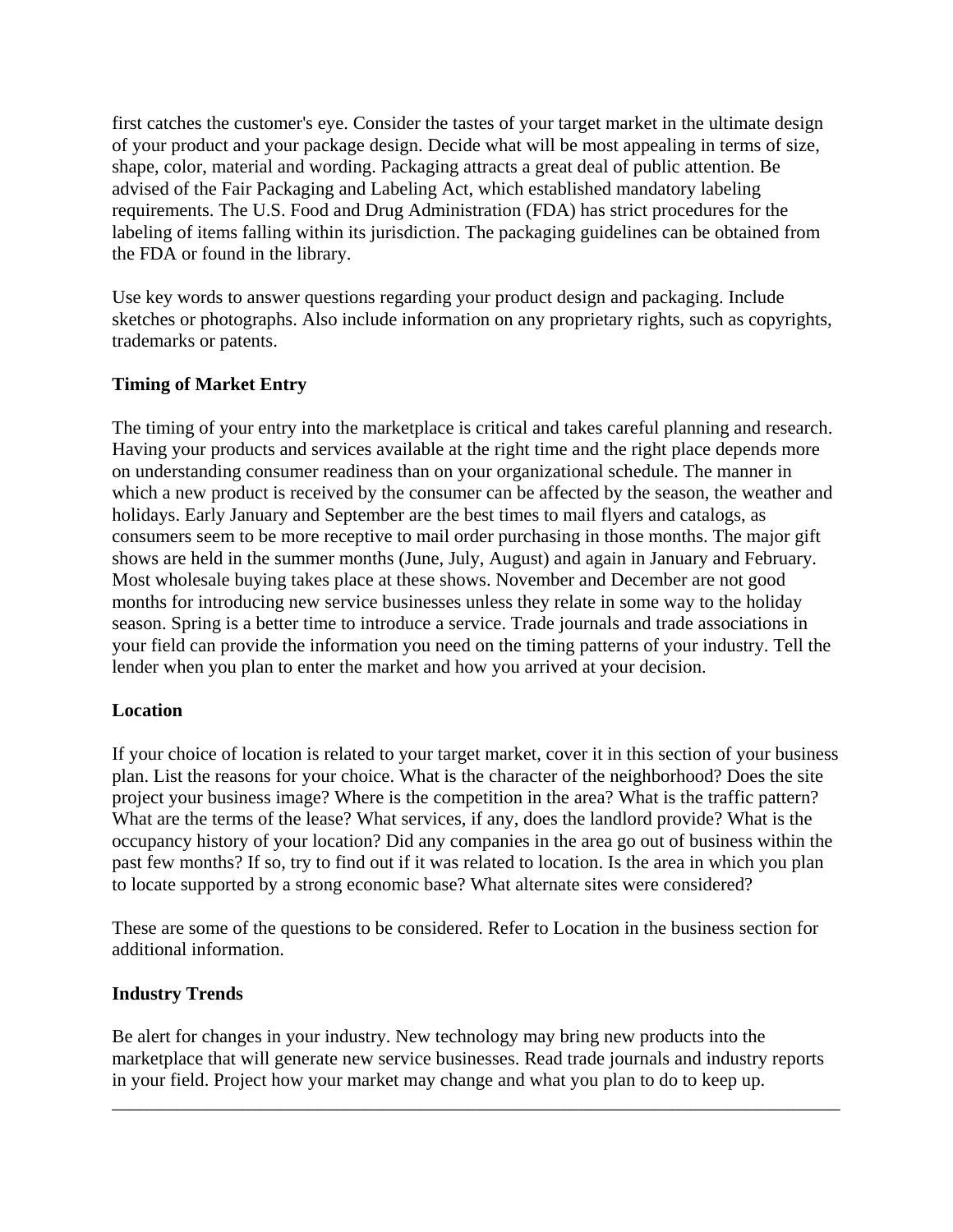first catches the customer's eye. Consider the tastes of your target market in the ultimate design of your product and your package design. Decide what will be most appealing in terms of size, shape, color, material and wording. Packaging attracts a great deal of public attention. Be advised of the Fair Packaging and Labeling Act, which established mandatory labeling requirements. The U.S. Food and Drug Administration (FDA) has strict procedures for the labeling of items falling within its jurisdiction. The packaging guidelines can be obtained from the FDA or found in the library.

Use key words to answer questions regarding your product design and packaging. Include sketches or photographs. Also include information on any proprietary rights, such as copyrights, trademarks or patents.

**Timing of Market Entry**

The timing of your entry into the marketplace is critical and takes careful planning and research. Having your products and services available at the right time and the right place depends more on understanding consumer readiness than on your organizational schedule. The manner in which a new product is received by the consumer can be affected by the season, the weather and holidays. Early January and September are the best times to mail flyers and catalogs, as consumers seem to be more receptive to mail order purchasing in those months. The major gift shows are held in the summer months (June, July, August) and again in January and February. Most wholesale buying takes place at these shows. November and December are not good months for introducing new service businesses unless they relate in some way to the holiday season. Spring is a better time to introduce a service. Trade journals and trade associations in your field can provide the information you need on the timing patterns of your industry. Tell the lender when you plan to enter the market and how you arrived at your decision.

**Location**

If your choice of location is related to your target market, cover it in this section of your business plan. List the reasons for your choice. What is the character of the neighborhood? Does the site project your business image? Where is the competition in the area? What is the traffic pattern? What are the terms of the lease? What services, if any, does the landlord provide? What is the occupancy history of your location? Did any companies in the area go out of business within the past few months? If so, try to find out if it was related to location. Is the area in which you plan to locate supported by a strong economic base? What alternate sites were considered?

These are some of the questions to be considered. Refer to Location in the business section for additional information.

**Industry Trends**

Be alert for changes in your industry. New technology may bring new products into the marketplace that will generate new service businesses. Read trade journals and industry reports in your field. Project how your market may change and what you plan to do to keep up.

---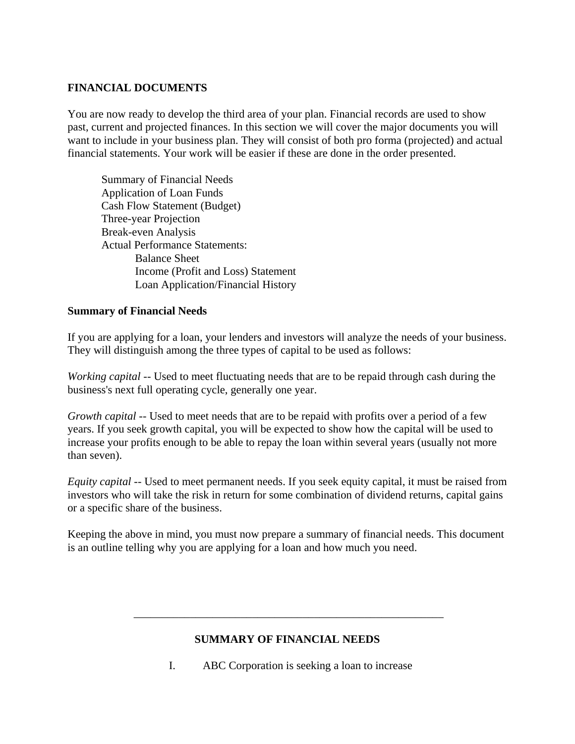## FINANCIAL DOCUMENTS

You are now ready to develop the third area of your plan. Financial records are used to show past, current and projected finances. In this section we will cover the major documents you will want to include in your business plan. They will consist of both pro forma (projected) and actual financial statements. Your work will be easier if these are done in the order presented.

- Summary of Financial Needs
- Application of Loan Funds
- Cash Flow Statement (Budget)
- Three-year Projection
- Break-even Analysis
- Actual Performance Statements:
  - Balance Sheet
  - Income (Profit and Loss) Statement
  - Loan Application/Financial History

### Summary of Financial Needs

If you are applying for a loan, your lenders and investors will analyze the needs of your business. They will distinguish among the three types of capital to be used as follows:

*Working capital* -- Used to meet fluctuating needs that are to be repaid through cash during the business's next full operating cycle, generally one year.

*Growth capital* -- Used to meet needs that are to be repaid with profits over a period of a few years. If you seek growth capital, you will be expected to show how the capital will be used to increase your profits enough to be able to repay the loan within several years (usually not more than seven).

*Equity capital* -- Used to meet permanent needs. If you seek equity capital, it must be raised from investors who will take the risk in return for some combination of dividend returns, capital gains or a specific share of the business.

Keeping the above in mind, you must now prepare a summary of financial needs. This document is an outline telling why you are applying for a loan and how much you need.

---

### SUMMARY OF FINANCIAL NEEDS

I. ABC Corporation is seeking a loan to increase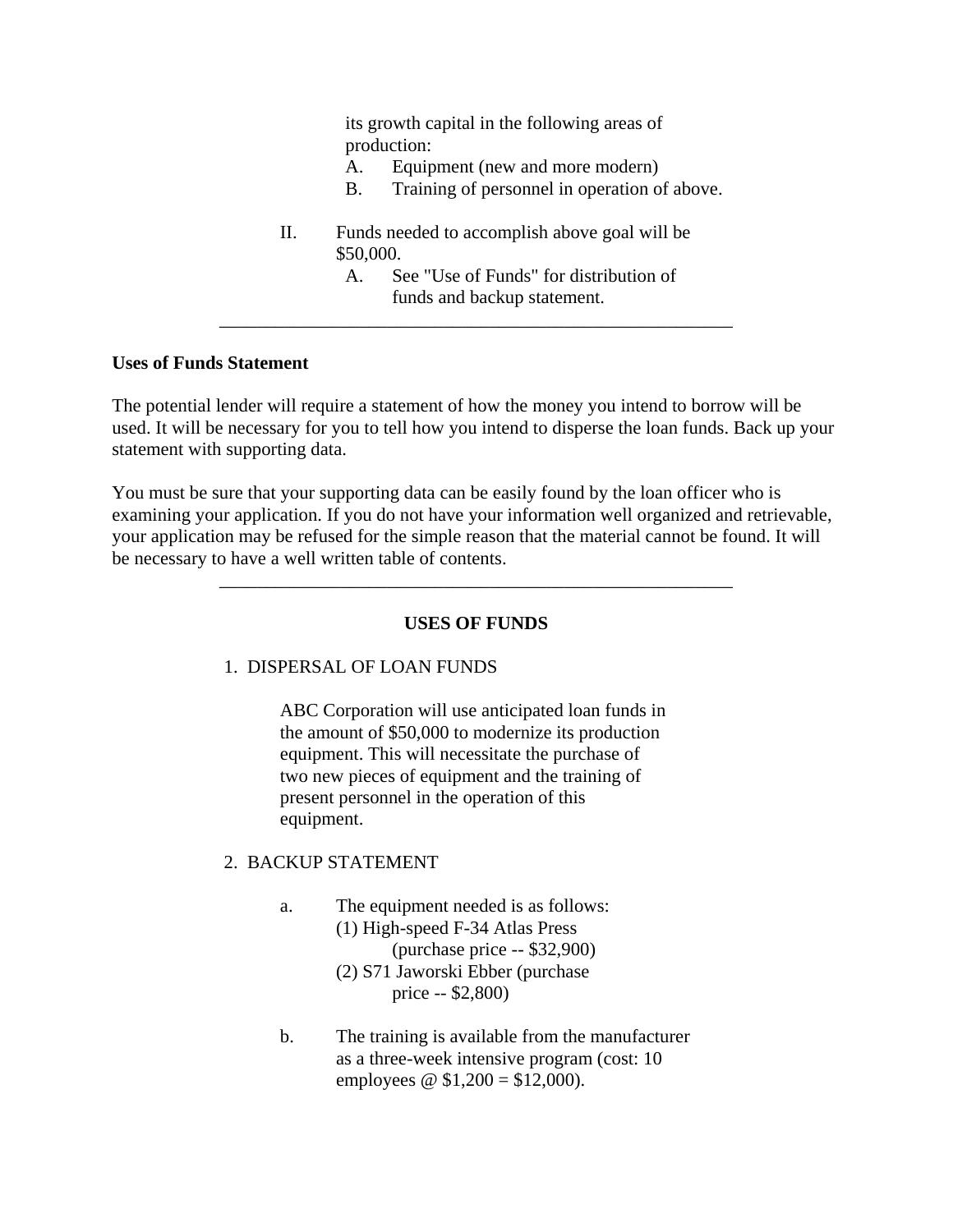its growth capital in the following areas of production:

A. Equipment (new and more modern)
B. Training of personnel in operation of above.

II. Funds needed to accomplish above goal will be $50,000.
   A. See "Use of Funds" for distribution of funds and backup statement.

---

**Uses of Funds Statement**

The potential lender will require a statement of how the money you intend to borrow will be used. It will be necessary for you to tell how you intend to disperse the loan funds. Back up your statement with supporting data.

You must be sure that your supporting data can be easily found by the loan officer who is examining your application. If you do not have your information well organized and retrievable, your application may be refused for the simple reason that the material cannot be found. It will be necessary to have a well written table of contents.

---

**USES OF FUNDS**

1. DISPERSAL OF LOAN FUNDS

   ABC Corporation will use anticipated loan funds in the amount of $50,000 to modernize its production equipment. This will necessitate the purchase of two new pieces of equipment and the training of present personnel in the operation of this equipment.

2. BACKUP STATEMENT

   a. The equipment needed is as follows:
      (1) High-speed F-34 Atlas Press (purchase price -- $32,900)
      (2) S71 Jaworski Ebber (purchase price -- $2,800)

   b. The training is available from the manufacturer as a three-week intensive program (cost: 10 employees @ $1,200 = $12,000).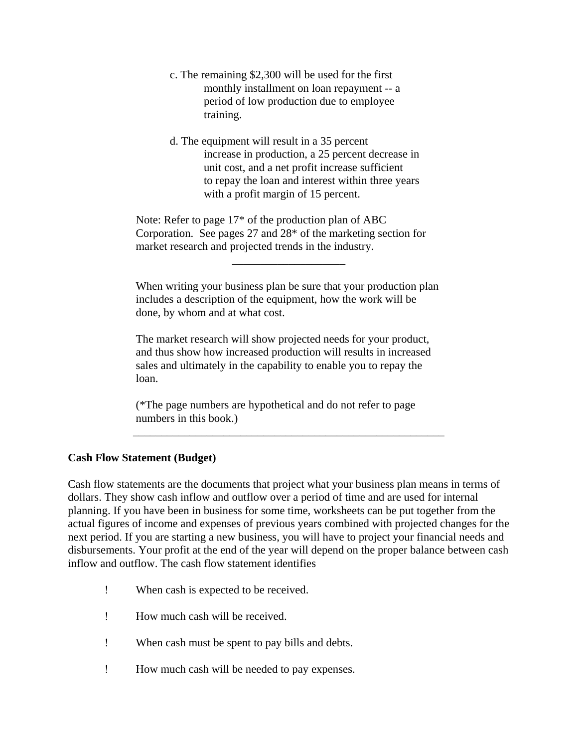c. The remaining $2,300 will be used for the first monthly installment on loan repayment -- a period of low production due to employee training.

d. The equipment will result in a 35 percent increase in production, a 25 percent decrease in unit cost, and a net profit increase sufficient to repay the loan and interest within three years with a profit margin of 15 percent.

Note: Refer to page 17* of the production plan of ABC Corporation. See pages 27 and 28* of the marketing section for market research and projected trends in the industry.

---

When writing your business plan be sure that your production plan includes a description of the equipment, how the work will be done, by whom and at what cost.

The market research will show projected needs for your product, and thus show how increased production will results in increased sales and ultimately in the capability to enable you to repay the loan.

(*The page numbers are hypothetical and do not refer to page numbers in this book.)

---

**Cash Flow Statement (Budget)**

Cash flow statements are the documents that project what your business plan means in terms of dollars. They show cash inflow and outflow over a period of time and are used for internal planning. If you have been in business for some time, worksheets can be put together from the actual figures of income and expenses of previous years combined with projected changes for the next period. If you are starting a new business, you will have to project your financial needs and disbursements. Your profit at the end of the year will depend on the proper balance between cash inflow and outflow. The cash flow statement identifies

- When cash is expected to be received.
- How much cash will be received.
- When cash must be spent to pay bills and debts.
- How much cash will be needed to pay expenses.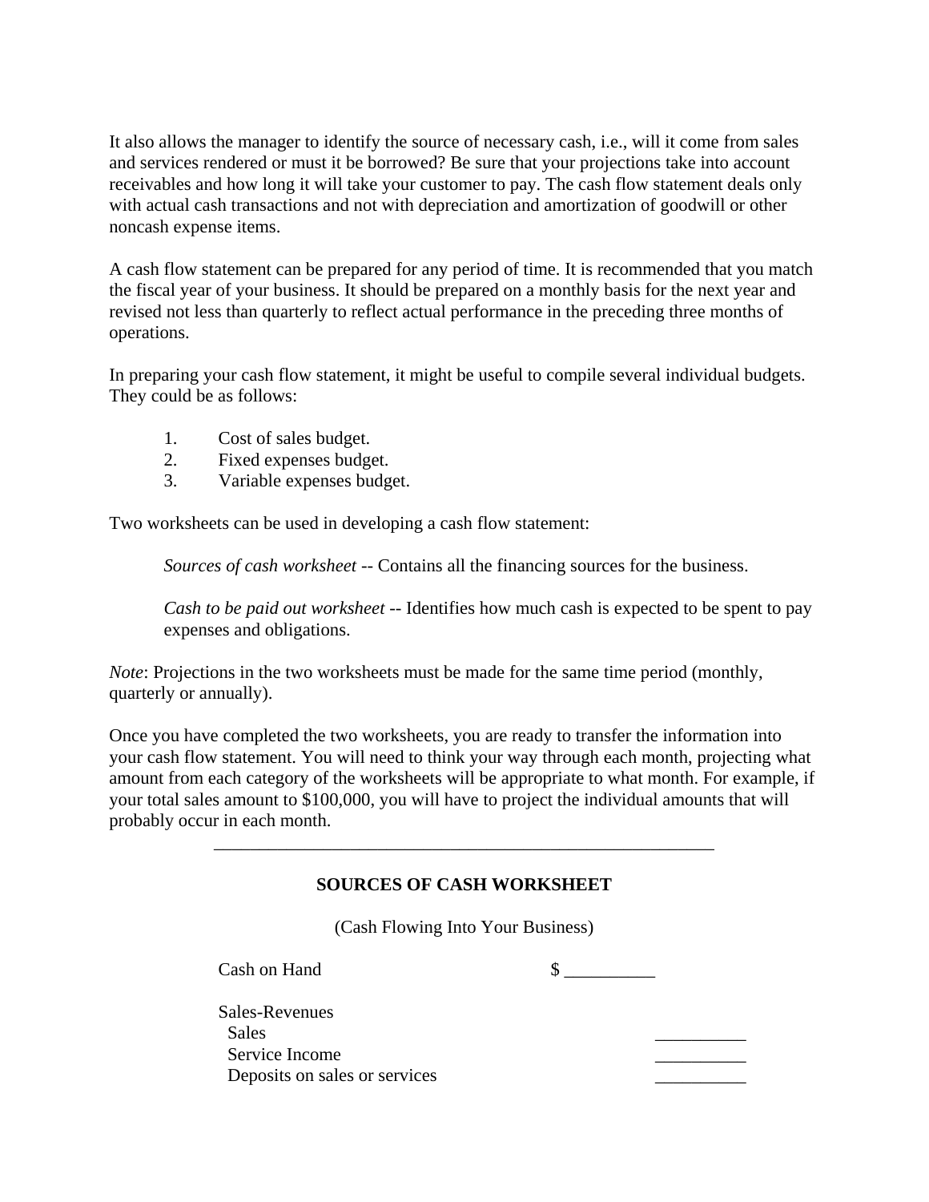It also allows the manager to identify the source of necessary cash, i.e., will it come from sales and services rendered or must it be borrowed? Be sure that your projections take into account receivables and how long it will take your customer to pay. The cash flow statement deals only with actual cash transactions and not with depreciation and amortization of goodwill or other noncash expense items.

A cash flow statement can be prepared for any period of time. It is recommended that you match the fiscal year of your business. It should be prepared on a monthly basis for the next year and revised not less than quarterly to reflect actual performance in the preceding three months of operations.

In preparing your cash flow statement, it might be useful to compile several individual budgets. They could be as follows:

1. Cost of sales budget.
2. Fixed expenses budget.
3. Variable expenses budget.

Two worksheets can be used in developing a cash flow statement:

> *Sources of cash worksheet* -- Contains all the financing sources for the business.
>
> *Cash to be paid out worksheet* -- Identifies how much cash is expected to be spent to pay expenses and obligations.

*Note*: Projections in the two worksheets must be made for the same time period (monthly, quarterly or annually).

Once you have completed the two worksheets, you are ready to transfer the information into your cash flow statement. You will need to think your way through each month, projecting what amount from each category of the worksheets will be appropriate to what month. For example, if your total sales amount to $100,000, you will have to project the individual amounts that will probably occur in each month.

---

**SOURCES OF CASH WORKSHEET**

(Cash Flowing Into Your Business)

Cash on Hand $ __________

Sales-Revenues
- Sales __________
- Service Income __________
- Deposits on sales or services __________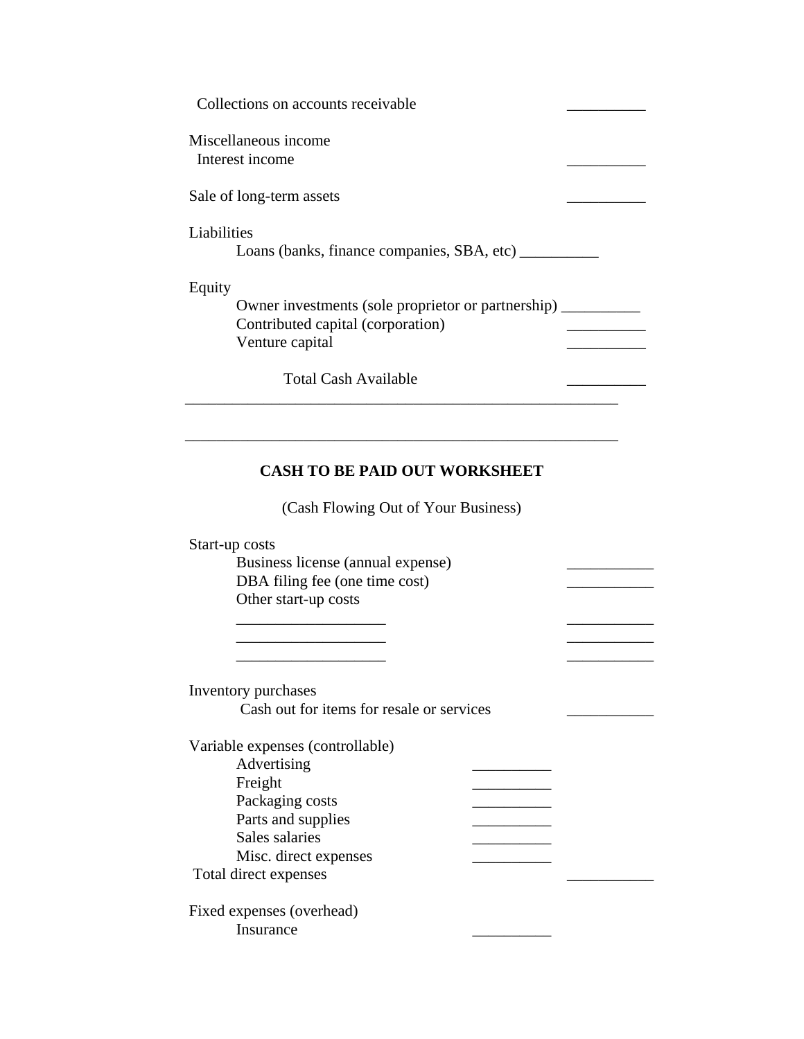Collections on accounts receivable __________

Miscellaneous income
Interest income __________

Sale of long-term assets __________

Liabilities
Loans (banks, finance companies, SBA, etc) __________

Equity
Owner investments (sole proprietor or partnership) __________
Contributed capital (corporation) __________
Venture capital __________

Total Cash Available __________

---

---

## CASH TO BE PAID OUT WORKSHEET

(Cash Flowing Out of Your Business)

Start-up costs
Business license (annual expense) ___________
DBA filing fee (one time cost) ___________
Other start-up costs
___________________ ___________
___________________ ___________
___________________ ___________

Inventory purchases
Cash out for items for resale or services ___________

Variable expenses (controllable)
Advertising __________
Freight __________
Packaging costs __________
Parts and supplies __________
Sales salaries __________
Misc. direct expenses __________
Total direct expenses ___________

Fixed expenses (overhead)
Insurance __________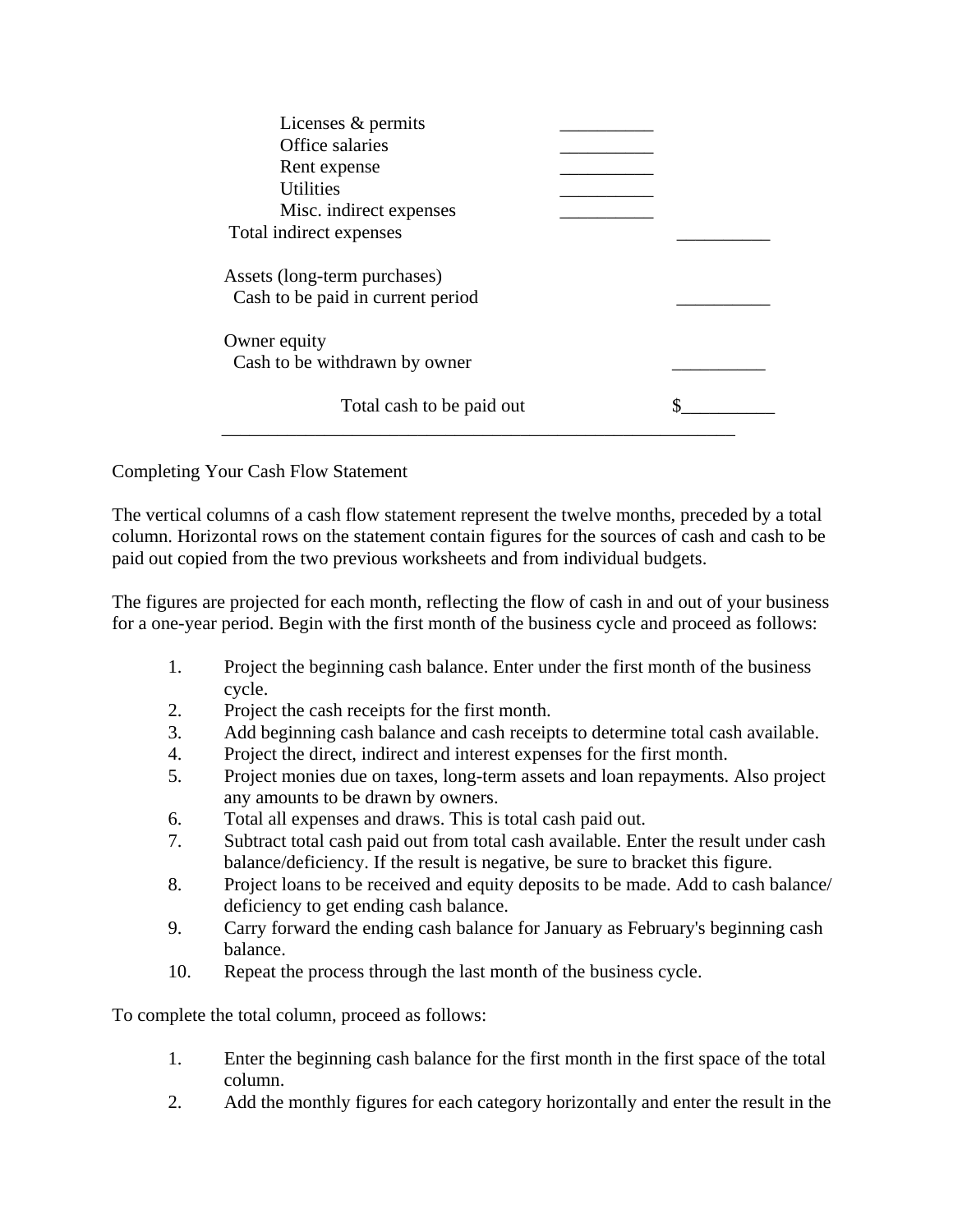| | | |
|---|---|---|
| Licenses & permits | __________ | |
| Office salaries | __________ | |
| Rent expense | __________ | |
| Utilities | __________ | |
| Misc. indirect expenses | __________ | |
| Total indirect expenses | | __________ |
| | | |
| Assets (long-term purchases) | | |
| Cash to be paid in current period | | __________ |
| | | |
| Owner equity | | |
| Cash to be withdrawn by owner | | __________ |
| | | |
| Total cash to be paid out | | $__________ |

Completing Your Cash Flow Statement

The vertical columns of a cash flow statement represent the twelve months, preceded by a total column. Horizontal rows on the statement contain figures for the sources of cash and cash to be paid out copied from the two previous worksheets and from individual budgets.

The figures are projected for each month, reflecting the flow of cash in and out of your business for a one-year period. Begin with the first month of the business cycle and proceed as follows:

1. Project the beginning cash balance. Enter under the first month of the business cycle.
2. Project the cash receipts for the first month.
3. Add beginning cash balance and cash receipts to determine total cash available.
4. Project the direct, indirect and interest expenses for the first month.
5. Project monies due on taxes, long-term assets and loan repayments. Also project any amounts to be drawn by owners.
6. Total all expenses and draws. This is total cash paid out.
7. Subtract total cash paid out from total cash available. Enter the result under cash balance/deficiency. If the result is negative, be sure to bracket this figure.
8. Project loans to be received and equity deposits to be made. Add to cash balance/ deficiency to get ending cash balance.
9. Carry forward the ending cash balance for January as February's beginning cash balance.
10. Repeat the process through the last month of the business cycle.

To complete the total column, proceed as follows:

1. Enter the beginning cash balance for the first month in the first space of the total column.
2. Add the monthly figures for each category horizontally and enter the result in the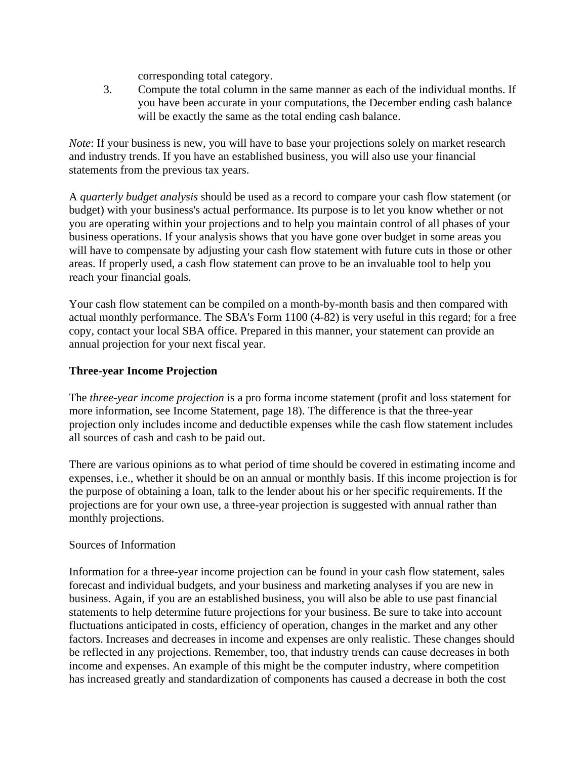corresponding total category.

3. Compute the total column in the same manner as each of the individual months. If you have been accurate in your computations, the December ending cash balance will be exactly the same as the total ending cash balance.

*Note*: If your business is new, you will have to base your projections solely on market research and industry trends. If you have an established business, you will also use your financial statements from the previous tax years.

A *quarterly budget analysis* should be used as a record to compare your cash flow statement (or budget) with your business's actual performance. Its purpose is to let you know whether or not you are operating within your projections and to help you maintain control of all phases of your business operations. If your analysis shows that you have gone over budget in some areas you will have to compensate by adjusting your cash flow statement with future cuts in those or other areas. If properly used, a cash flow statement can prove to be an invaluable tool to help you reach your financial goals.

Your cash flow statement can be compiled on a month-by-month basis and then compared with actual monthly performance. The SBA's Form 1100 (4-82) is very useful in this regard; for a free copy, contact your local SBA office. Prepared in this manner, your statement can provide an annual projection for your next fiscal year.

**Three-year Income Projection**

The *three-year income projection* is a pro forma income statement (profit and loss statement for more information, see Income Statement, page 18). The difference is that the three-year projection only includes income and deductible expenses while the cash flow statement includes all sources of cash and cash to be paid out.

There are various opinions as to what period of time should be covered in estimating income and expenses, i.e., whether it should be on an annual or monthly basis. If this income projection is for the purpose of obtaining a loan, talk to the lender about his or her specific requirements. If the projections are for your own use, a three-year projection is suggested with annual rather than monthly projections.

Sources of Information

Information for a three-year income projection can be found in your cash flow statement, sales forecast and individual budgets, and your business and marketing analyses if you are new in business. Again, if you are an established business, you will also be able to use past financial statements to help determine future projections for your business. Be sure to take into account fluctuations anticipated in costs, efficiency of operation, changes in the market and any other factors. Increases and decreases in income and expenses are only realistic. These changes should be reflected in any projections. Remember, too, that industry trends can cause decreases in both income and expenses. An example of this might be the computer industry, where competition has increased greatly and standardization of components has caused a decrease in both the cost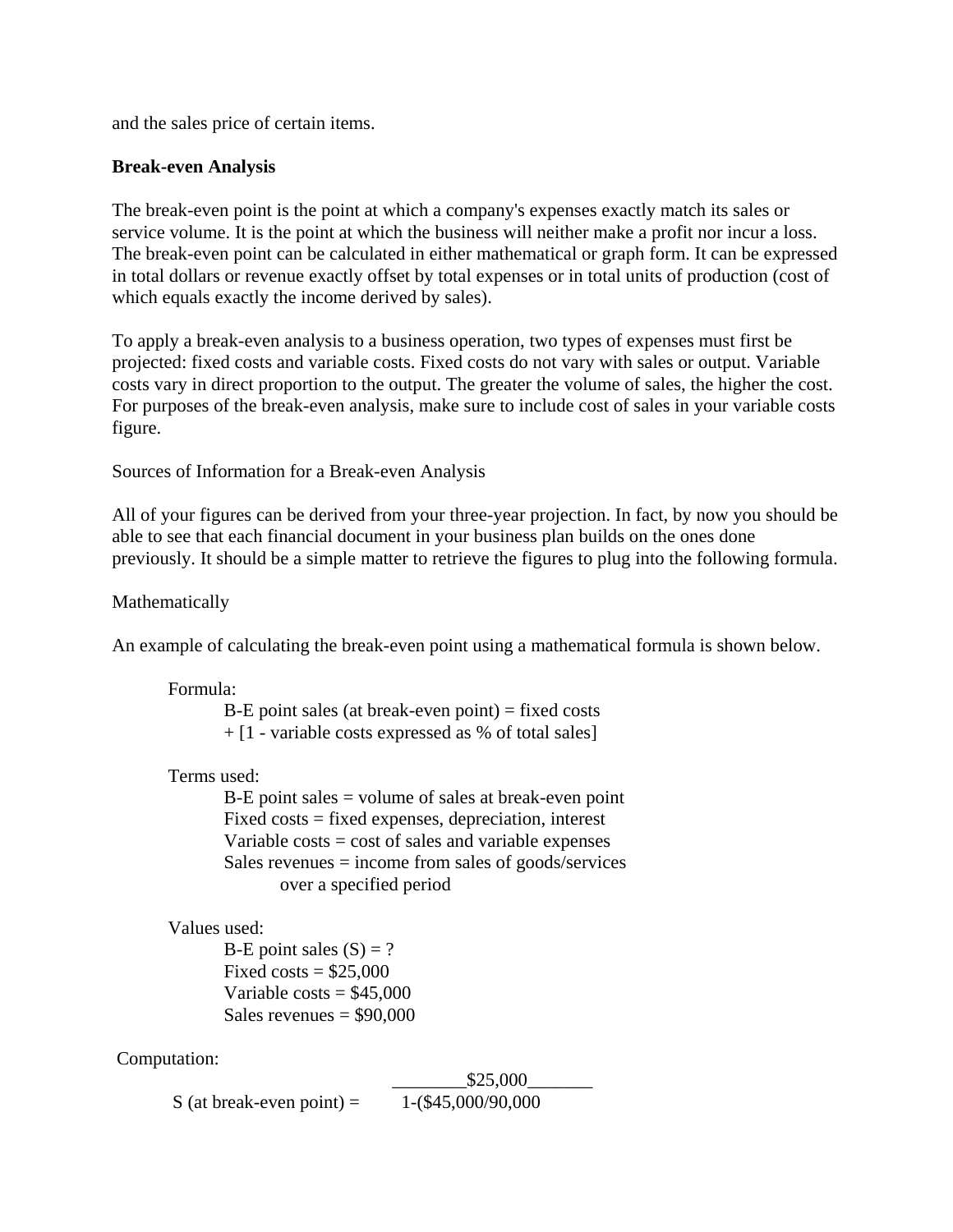and the sales price of certain items.

**Break-even Analysis**

The break-even point is the point at which a company's expenses exactly match its sales or service volume. It is the point at which the business will neither make a profit nor incur a loss. The break-even point can be calculated in either mathematical or graph form. It can be expressed in total dollars or revenue exactly offset by total expenses or in total units of production (cost of which equals exactly the income derived by sales).

To apply a break-even analysis to a business operation, two types of expenses must first be projected: fixed costs and variable costs. Fixed costs do not vary with sales or output. Variable costs vary in direct proportion to the output. The greater the volume of sales, the higher the cost. For purposes of the break-even analysis, make sure to include cost of sales in your variable costs figure.

Sources of Information for a Break-even Analysis

All of your figures can be derived from your three-year projection. In fact, by now you should be able to see that each financial document in your business plan builds on the ones done previously. It should be a simple matter to retrieve the figures to plug into the following formula.

Mathematically

An example of calculating the break-even point using a mathematical formula is shown below.

Formula:

B-E point sales (at break-even point) = fixed costs + [1 - variable costs expressed as % of total sales]

Terms used:

B-E point sales = volume of sales at break-even point
Fixed costs = fixed expenses, depreciation, interest
Variable costs = cost of sales and variable expenses
Sales revenues = income from sales of goods/services over a specified period

Values used:

B-E point sales (S) = ?
Fixed costs = $25,000
Variable costs = $45,000
Sales revenues = $90,000

Computation:

$$S \text{ (at break-even point)} = \frac{\$25{,}000}{1-(\$45{,}000/90{,}000}$$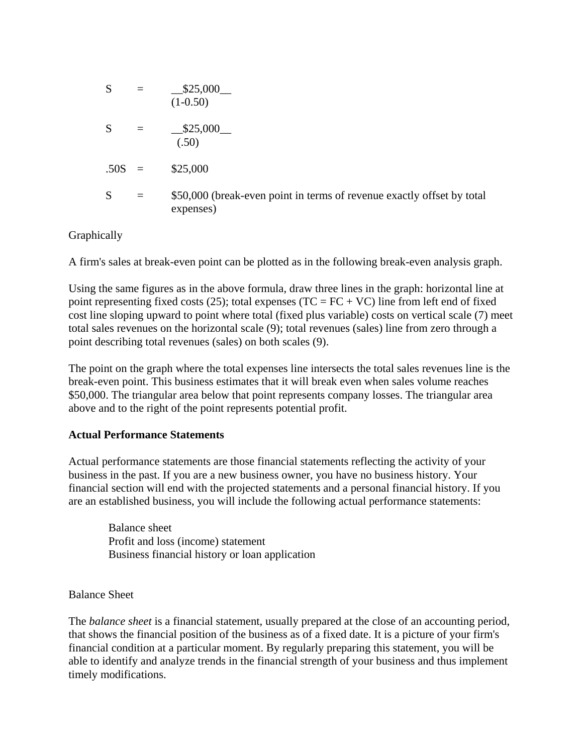$$S = \frac{\$25{,}000}{(1-0.50)}$$

$$S = \frac{\$25{,}000}{(.50)}$$

$$.50S = \$25{,}000$$

$S = \$50{,}000$ (break-even point in terms of revenue exactly offset by total expenses)

Graphically

A firm's sales at break-even point can be plotted as in the following break-even analysis graph.

Using the same figures as in the above formula, draw three lines in the graph: horizontal line at point representing fixed costs (25); total expenses ($TC = FC + VC$) line from left end of fixed cost line sloping upward to point where total (fixed plus variable) costs on vertical scale (7) meet total sales revenues on the horizontal scale (9); total revenues (sales) line from zero through a point describing total revenues (sales) on both scales (9).

The point on the graph where the total expenses line intersects the total sales revenues line is the break-even point. This business estimates that it will break even when sales volume reaches $50,000. The triangular area below that point represents company losses. The triangular area above and to the right of the point represents potential profit.

**Actual Performance Statements**

Actual performance statements are those financial statements reflecting the activity of your business in the past. If you are a new business owner, you have no business history. Your financial section will end with the projected statements and a personal financial history. If you are an established business, you will include the following actual performance statements:

- Balance sheet
- Profit and loss (income) statement
- Business financial history or loan application

Balance Sheet

The *balance sheet* is a financial statement, usually prepared at the close of an accounting period, that shows the financial position of the business as of a fixed date. It is a picture of your firm's financial condition at a particular moment. By regularly preparing this statement, you will be able to identify and analyze trends in the financial strength of your business and thus implement timely modifications.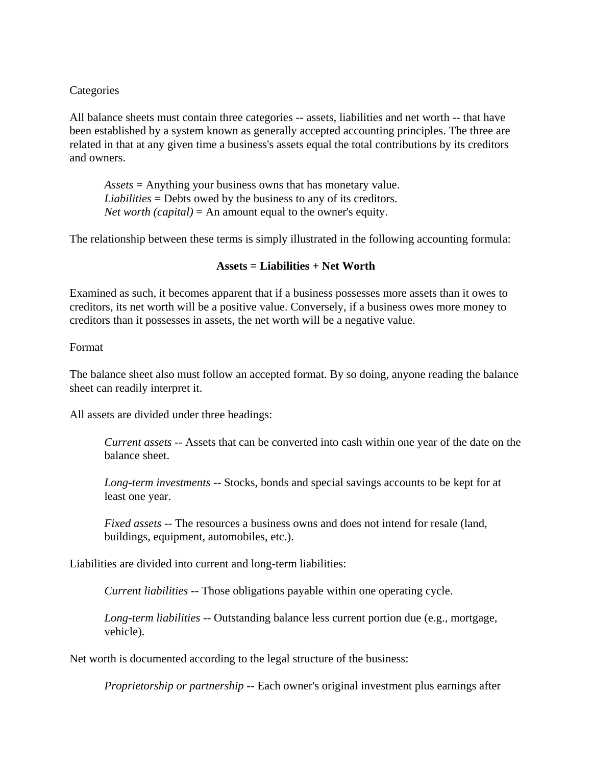Categories

All balance sheets must contain three categories -- assets, liabilities and net worth -- that have been established by a system known as generally accepted accounting principles. The three are related in that at any given time a business's assets equal the total contributions by its creditors and owners.

> *Assets* = Anything your business owns that has monetary value.
> *Liabilities* = Debts owed by the business to any of its creditors.
> *Net worth (capital)* = An amount equal to the owner's equity.

The relationship between these terms is simply illustrated in the following accounting formula:

**Assets = Liabilities + Net Worth**

Examined as such, it becomes apparent that if a business possesses more assets than it owes to creditors, its net worth will be a positive value. Conversely, if a business owes more money to creditors than it possesses in assets, the net worth will be a negative value.

Format

The balance sheet also must follow an accepted format. By so doing, anyone reading the balance sheet can readily interpret it.

All assets are divided under three headings:

> *Current assets* -- Assets that can be converted into cash within one year of the date on the balance sheet.
>
> *Long-term investments* -- Stocks, bonds and special savings accounts to be kept for at least one year.
>
> *Fixed assets* -- The resources a business owns and does not intend for resale (land, buildings, equipment, automobiles, etc.).

Liabilities are divided into current and long-term liabilities:

> *Current liabilities* -- Those obligations payable within one operating cycle.
>
> *Long-term liabilities* -- Outstanding balance less current portion due (e.g., mortgage, vehicle).

Net worth is documented according to the legal structure of the business:

> *Proprietorship or partnership* -- Each owner's original investment plus earnings after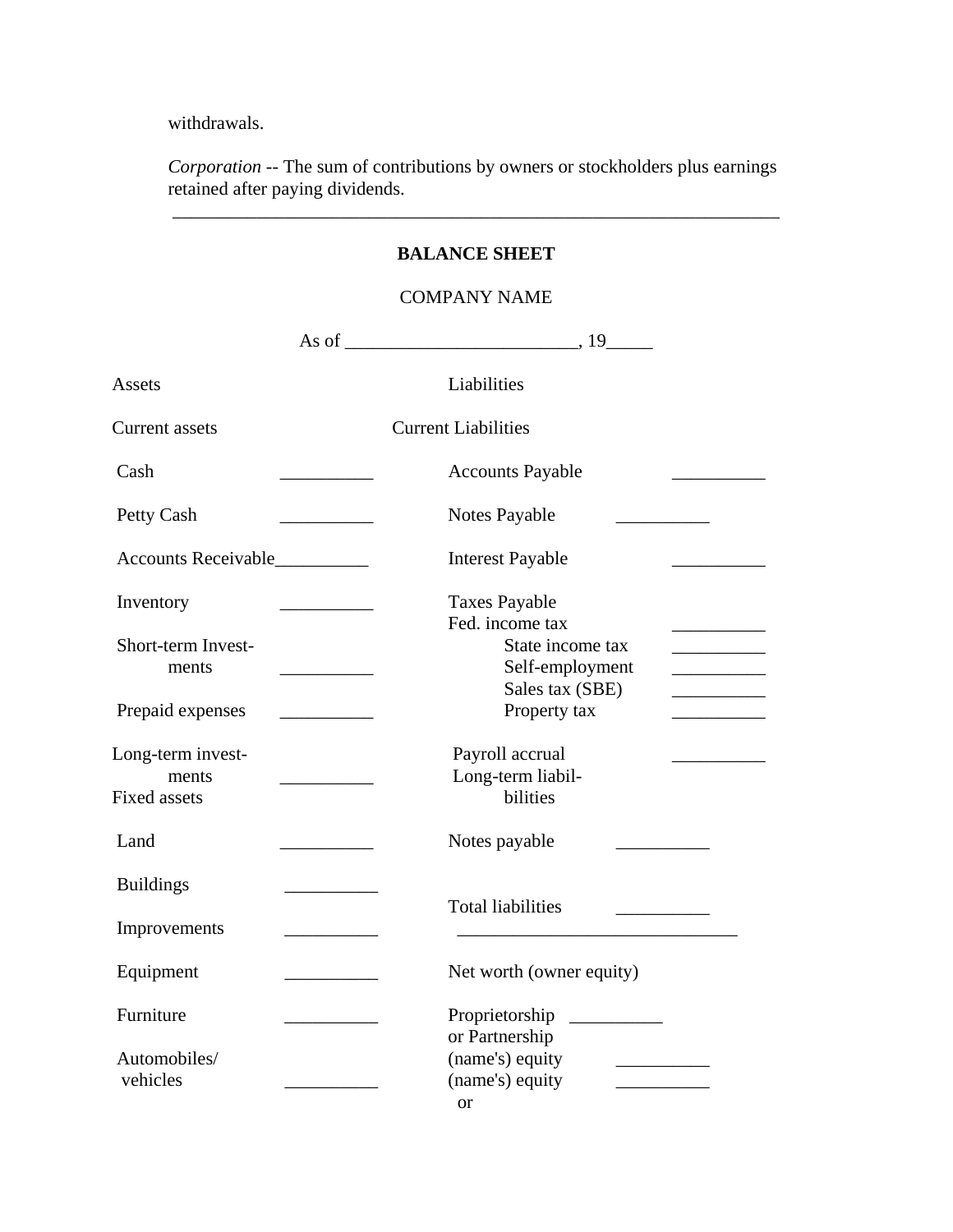withdrawals.

*Corporation* -- The sum of contributions by owners or stockholders plus earnings retained after paying dividends.

---

**BALANCE SHEET**

COMPANY NAME

As of _________________________, 19_____

| Assets | | Liabilities | |
|---|---|---|---|
| Current assets | | Current Liabilities | |
| Cash | __________ | Accounts Payable | __________ |
| Petty Cash | __________ | Notes Payable | __________ |
| Accounts Receivable | __________ | Interest Payable | __________ |
| Inventory | __________ | Taxes Payable | |
| | | Fed. income tax | __________ |
| Short-term Investments | | State income tax | __________ |
| | __________ | Self-employment | __________ |
| | | Sales tax (SBE) | __________ |
| Prepaid expenses | __________ | Property tax | __________ |
| Long-term investments | __________ | Payroll accrual | __________ |
| | | Long-term liabilities | |
| Fixed assets | | | |
| Land | __________ | Notes payable | __________ |
| Buildings | __________ | | |
| | | Total liabilities | __________ |
| Improvements | __________ | | |
| Equipment | __________ | Net worth (owner equity) | |
| Furniture | __________ | Proprietorship | __________ |
| | | or Partnership | |
| Automobiles/ | | (name's) equity | __________ |
| vehicles | __________ | (name's) equity | __________ |
| | | or | |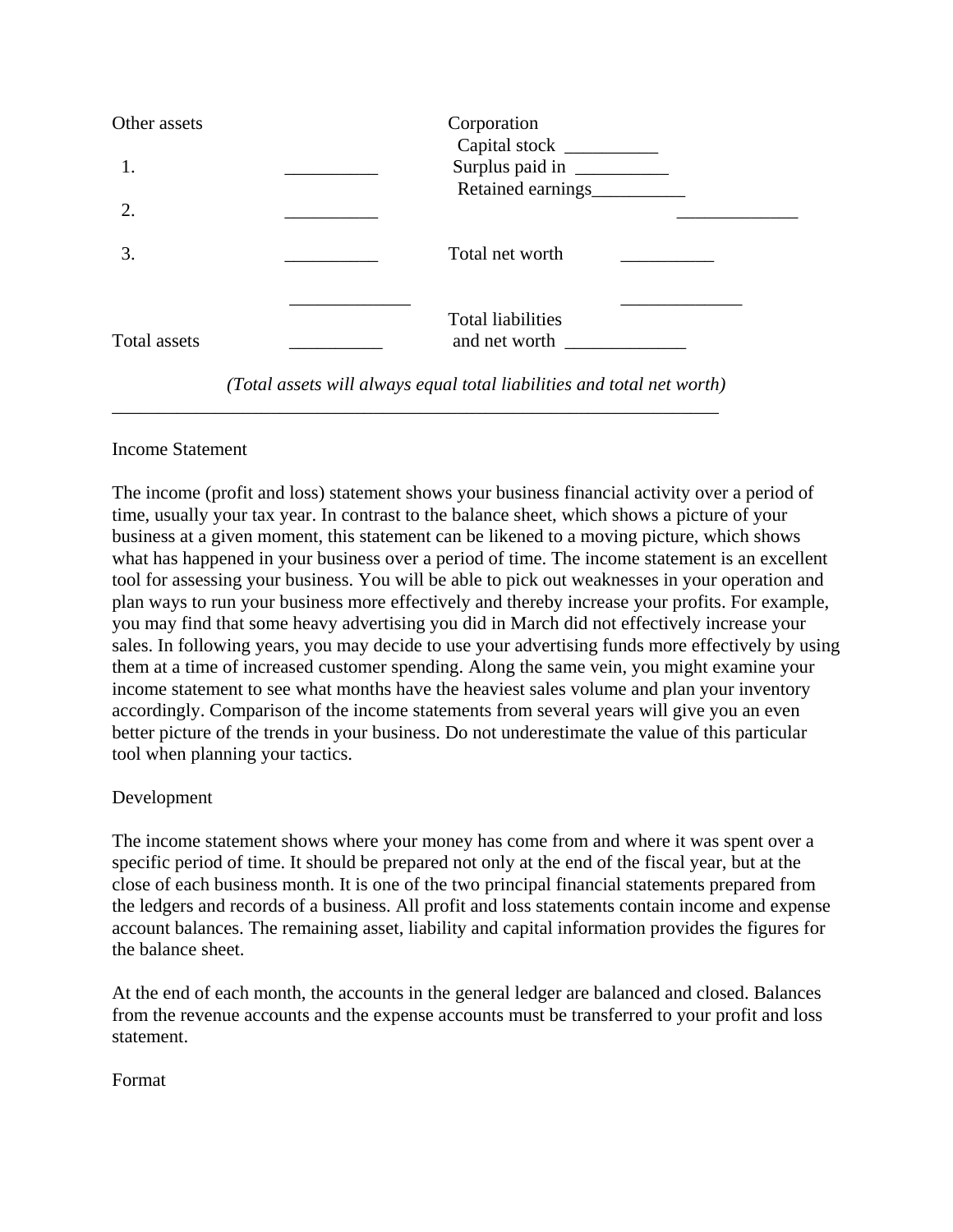| Other assets | | Corporation | |
|---|---|---|---|
| | | Capital stock __________ | |
| 1. | __________ | Surplus paid in __________ | |
| | | Retained earnings__________ | |
| 2. | __________ | | _____________ |
| 3. | __________ | Total net worth | __________ |
| | _____________ | | _____________ |
| Total assets | __________ | Total liabilities and net worth _____________ | |

*(Total assets will always equal total liabilities and total net worth)*

---

Income Statement

The income (profit and loss) statement shows your business financial activity over a period of time, usually your tax year. In contrast to the balance sheet, which shows a picture of your business at a given moment, this statement can be likened to a moving picture, which shows what has happened in your business over a period of time. The income statement is an excellent tool for assessing your business. You will be able to pick out weaknesses in your operation and plan ways to run your business more effectively and thereby increase your profits. For example, you may find that some heavy advertising you did in March did not effectively increase your sales. In following years, you may decide to use your advertising funds more effectively by using them at a time of increased customer spending. Along the same vein, you might examine your income statement to see what months have the heaviest sales volume and plan your inventory accordingly. Comparison of the income statements from several years will give you an even better picture of the trends in your business. Do not underestimate the value of this particular tool when planning your tactics.

Development

The income statement shows where your money has come from and where it was spent over a specific period of time. It should be prepared not only at the end of the fiscal year, but at the close of each business month. It is one of the two principal financial statements prepared from the ledgers and records of a business. All profit and loss statements contain income and expense account balances. The remaining asset, liability and capital information provides the figures for the balance sheet.

At the end of each month, the accounts in the general ledger are balanced and closed. Balances from the revenue accounts and the expense accounts must be transferred to your profit and loss statement.

Format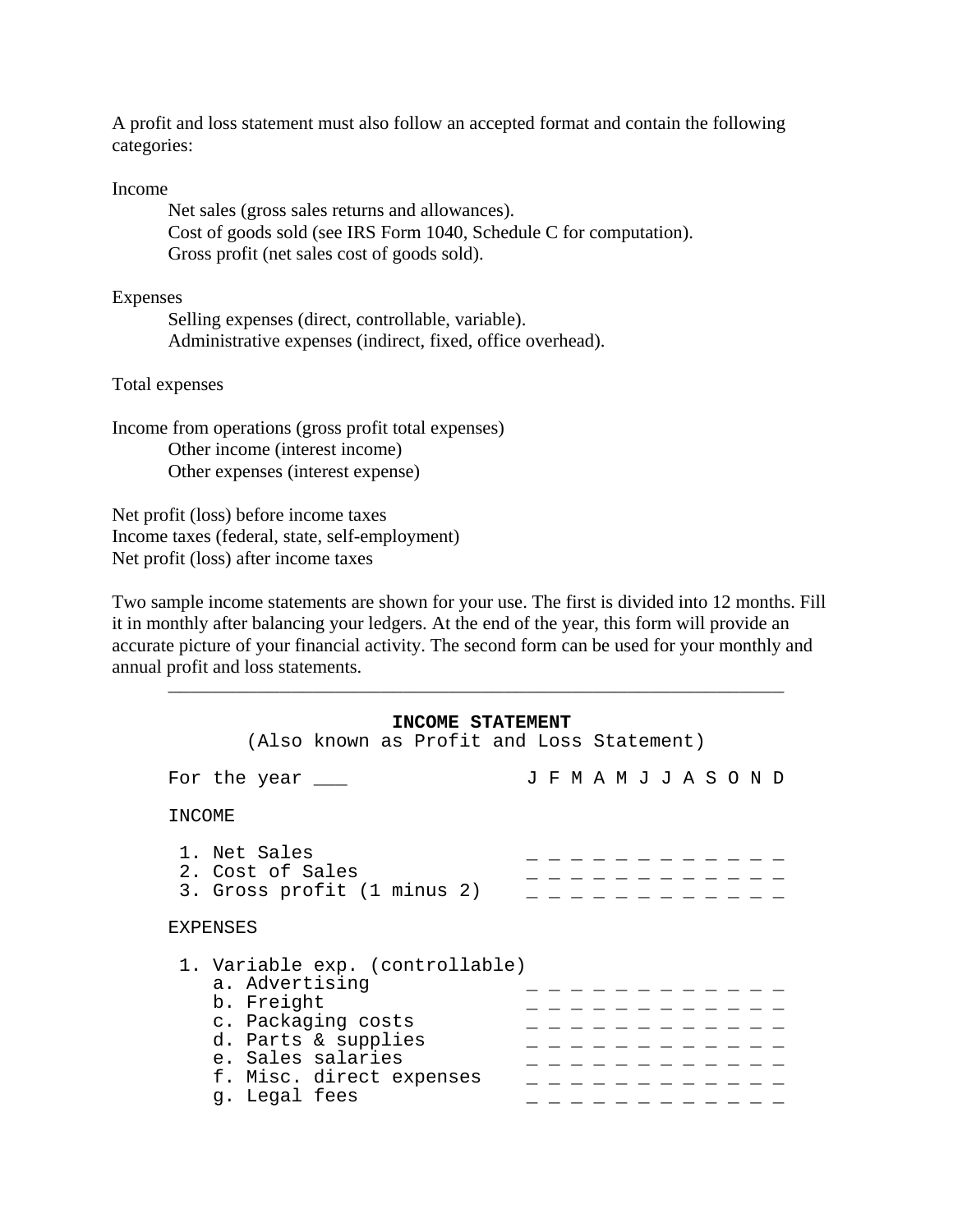A profit and loss statement must also follow an accepted format and contain the following categories:

Income

- Net sales (gross sales returns and allowances).
- Cost of goods sold (see IRS Form 1040, Schedule C for computation).
- Gross profit (net sales cost of goods sold).

Expenses

- Selling expenses (direct, controllable, variable).
- Administrative expenses (indirect, fixed, office overhead).

Total expenses

Income from operations (gross profit total expenses)

- Other income (interest income)
- Other expenses (interest expense)

Net profit (loss) before income taxes
Income taxes (federal, state, self-employment)
Net profit (loss) after income taxes

Two sample income statements are shown for your use. The first is divided into 12 months. Fill it in monthly after balancing your ledgers. At the end of the year, this form will provide an accurate picture of your financial activity. The second form can be used for your monthly and annual profit and loss statements.

---

```
                    INCOME STATEMENT
       (Also known as Profit and Loss Statement)

For the year ___               J F M A M J J A S O N D

INCOME

 1. Net Sales                  _ _ _ _ _ _ _ _ _ _ _ _ _
 2. Cost of Sales              _ _ _ _ _ _ _ _ _ _ _ _ _
 3. Gross profit (1 minus 2)   _ _ _ _ _ _ _ _ _ _ _ _ _

EXPENSES

 1. Variable exp. (controllable)
    a. Advertising             _ _ _ _ _ _ _ _ _ _ _ _ _
    b. Freight                 _ _ _ _ _ _ _ _ _ _ _ _ _
    c. Packaging costs         _ _ _ _ _ _ _ _ _ _ _ _ _
    d. Parts & supplies        _ _ _ _ _ _ _ _ _ _ _ _ _
    e. Sales salaries          _ _ _ _ _ _ _ _ _ _ _ _ _
    f. Misc. direct expenses   _ _ _ _ _ _ _ _ _ _ _ _ _
    g. Legal fees              _ _ _ _ _ _ _ _ _ _ _ _ _
```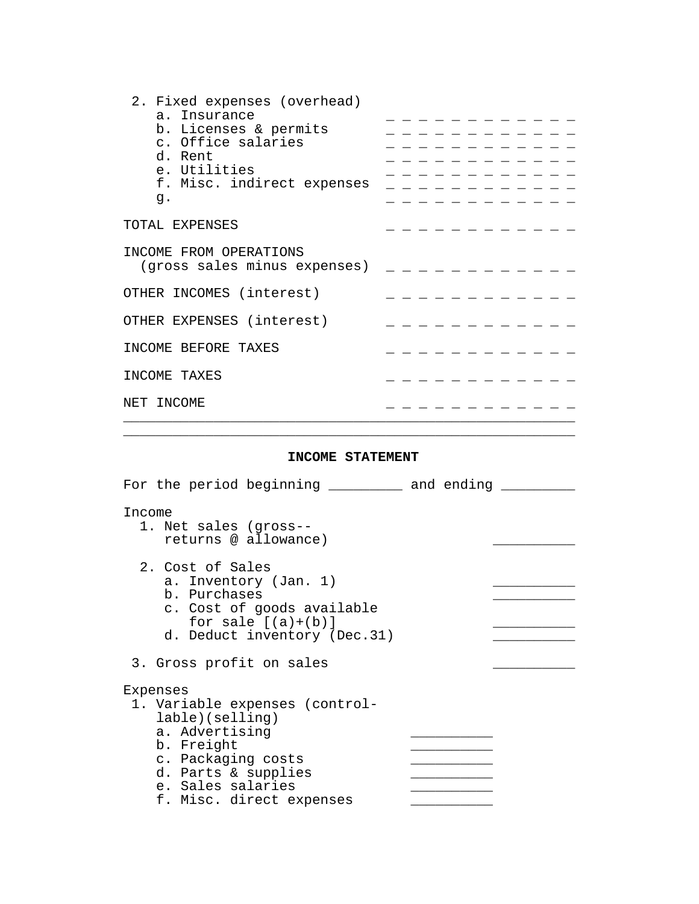2. Fixed expenses (overhead)

| | |
|---|---|
| a. Insurance | _ _ _ _ _ _ _ _ _ _ _ _ |
| b. Licenses & permits | _ _ _ _ _ _ _ _ _ _ _ _ |
| c. Office salaries | _ _ _ _ _ _ _ _ _ _ _ _ |
| d. Rent | _ _ _ _ _ _ _ _ _ _ _ _ |
| e. Utilities | _ _ _ _ _ _ _ _ _ _ _ _ |
| f. Misc. indirect expenses | _ _ _ _ _ _ _ _ _ _ _ _ |
| g. | _ _ _ _ _ _ _ _ _ _ _ _ |

| | |
|---|---|
| TOTAL EXPENSES | _ _ _ _ _ _ _ _ _ _ _ _ |
| INCOME FROM OPERATIONS (gross sales minus expenses) | _ _ _ _ _ _ _ _ _ _ _ _ |
| OTHER INCOMES (interest) | _ _ _ _ _ _ _ _ _ _ _ _ |
| OTHER EXPENSES (interest) | _ _ _ _ _ _ _ _ _ _ _ _ |
| INCOME BEFORE TAXES | _ _ _ _ _ _ _ _ _ _ _ _ |
| INCOME TAXES | _ _ _ _ _ _ _ _ _ _ _ _ |
| NET INCOME | _ _ _ _ _ _ _ _ _ _ _ _ |

---

## INCOME STATEMENT

For the period beginning _________ and ending _________

Income

| | | |
|---|---|---|
| 1. Net sales (gross--returns @ allowance) | | __________ |
| 2. Cost of Sales | | |
| a. Inventory (Jan. 1) | | __________ |
| b. Purchases | | __________ |
| c. Cost of goods available for sale [(a)+(b)] | | __________ |
| d. Deduct inventory (Dec.31) | | __________ |
| 3. Gross profit on sales | | __________ |

Expenses

| | | |
|---|---|---|
| 1. Variable expenses (controllable)(selling) | | |
| a. Advertising | __________ | |
| b. Freight | __________ | |
| c. Packaging costs | __________ | |
| d. Parts & supplies | __________ | |
| e. Sales salaries | __________ | |
| f. Misc. direct expenses | __________ | |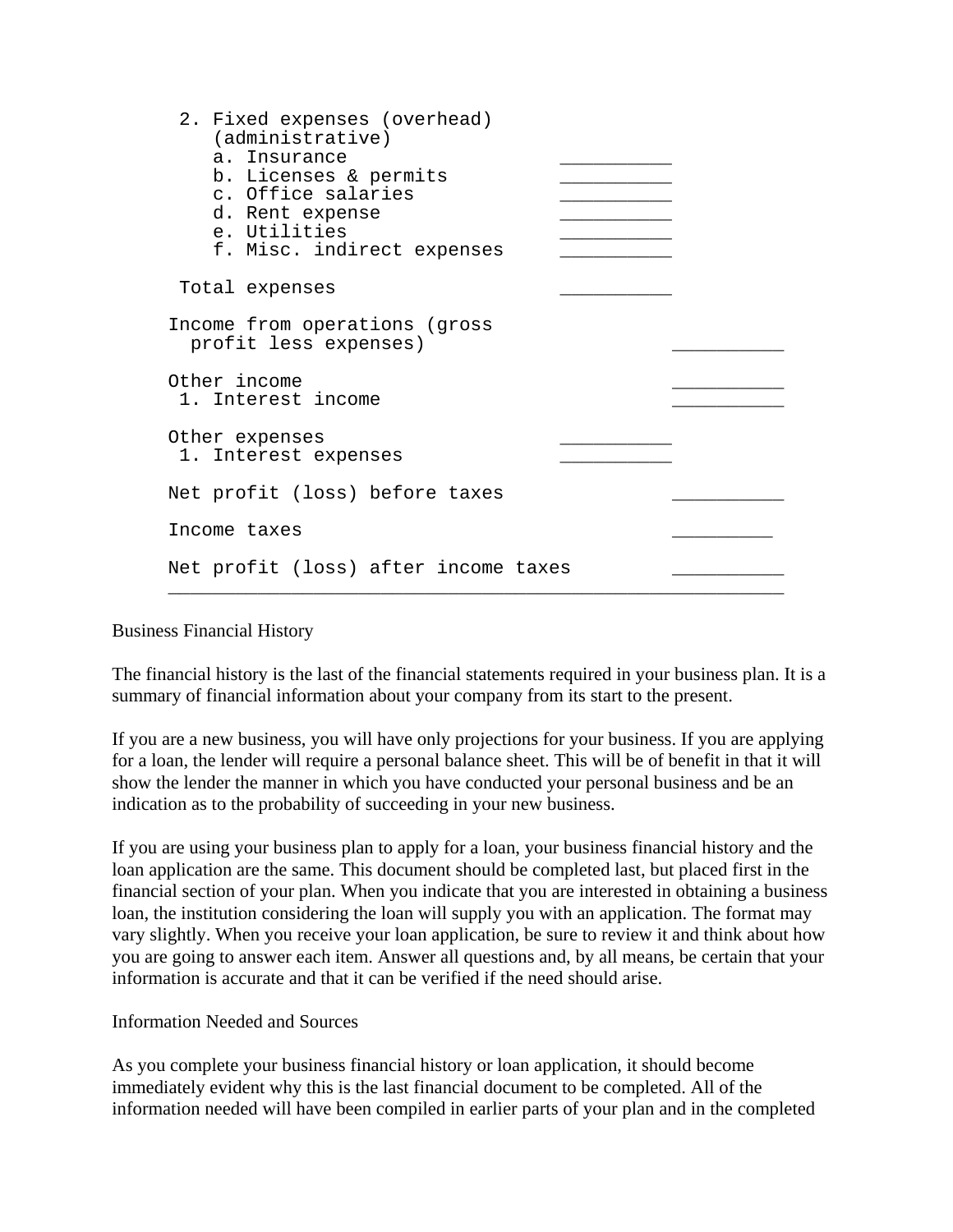```
 2. Fixed expenses (overhead)
    (administrative)
    a. Insurance                    __________
    b. Licenses & permits           __________
    c. Office salaries              __________
    d. Rent expense                 __________
    e. Utilities                    __________
    f. Misc. indirect expenses      __________

 Total expenses                     __________

Income from operations (gross
  profit less expenses)                         __________

Other income                                    __________
 1. Interest income                             __________

Other expenses                      __________
 1. Interest expenses               __________

Net profit (loss) before taxes                  __________

Income taxes                                    _________

Net profit (loss) after income taxes            __________
_______________________________________________________
```

Business Financial History

The financial history is the last of the financial statements required in your business plan. It is a summary of financial information about your company from its start to the present.

If you are a new business, you will have only projections for your business. If you are applying for a loan, the lender will require a personal balance sheet. This will be of benefit in that it will show the lender the manner in which you have conducted your personal business and be an indication as to the probability of succeeding in your new business.

If you are using your business plan to apply for a loan, your business financial history and the loan application are the same. This document should be completed last, but placed first in the financial section of your plan. When you indicate that you are interested in obtaining a business loan, the institution considering the loan will supply you with an application. The format may vary slightly. When you receive your loan application, be sure to review it and think about how you are going to answer each item. Answer all questions and, by all means, be certain that your information is accurate and that it can be verified if the need should arise.

Information Needed and Sources

As you complete your business financial history or loan application, it should become immediately evident why this is the last financial document to be completed. All of the information needed will have been compiled in earlier parts of your plan and in the completed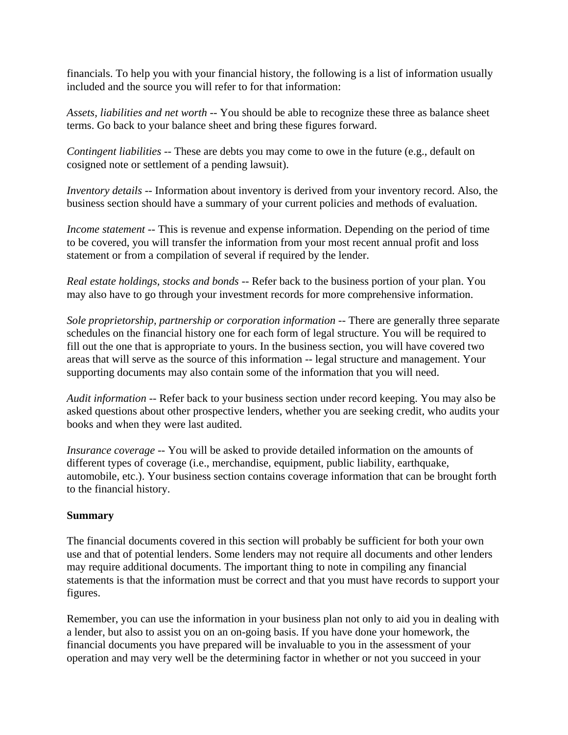financials. To help you with your financial history, the following is a list of information usually included and the source you will refer to for that information:

*Assets, liabilities and net worth* -- You should be able to recognize these three as balance sheet terms. Go back to your balance sheet and bring these figures forward.

*Contingent liabilities* -- These are debts you may come to owe in the future (e.g., default on cosigned note or settlement of a pending lawsuit).

*Inventory details* -- Information about inventory is derived from your inventory record. Also, the business section should have a summary of your current policies and methods of evaluation.

*Income statement* -- This is revenue and expense information. Depending on the period of time to be covered, you will transfer the information from your most recent annual profit and loss statement or from a compilation of several if required by the lender.

*Real estate holdings, stocks and bonds* -- Refer back to the business portion of your plan. You may also have to go through your investment records for more comprehensive information.

*Sole proprietorship, partnership or corporation information* -- There are generally three separate schedules on the financial history one for each form of legal structure. You will be required to fill out the one that is appropriate to yours. In the business section, you will have covered two areas that will serve as the source of this information -- legal structure and management. Your supporting documents may also contain some of the information that you will need.

*Audit information* -- Refer back to your business section under record keeping. You may also be asked questions about other prospective lenders, whether you are seeking credit, who audits your books and when they were last audited.

*Insurance coverage* -- You will be asked to provide detailed information on the amounts of different types of coverage (i.e., merchandise, equipment, public liability, earthquake, automobile, etc.). Your business section contains coverage information that can be brought forth to the financial history.

**Summary**

The financial documents covered in this section will probably be sufficient for both your own use and that of potential lenders. Some lenders may not require all documents and other lenders may require additional documents. The important thing to note in compiling any financial statements is that the information must be correct and that you must have records to support your figures.

Remember, you can use the information in your business plan not only to aid you in dealing with a lender, but also to assist you on an on-going basis. If you have done your homework, the financial documents you have prepared will be invaluable to you in the assessment of your operation and may very well be the determining factor in whether or not you succeed in your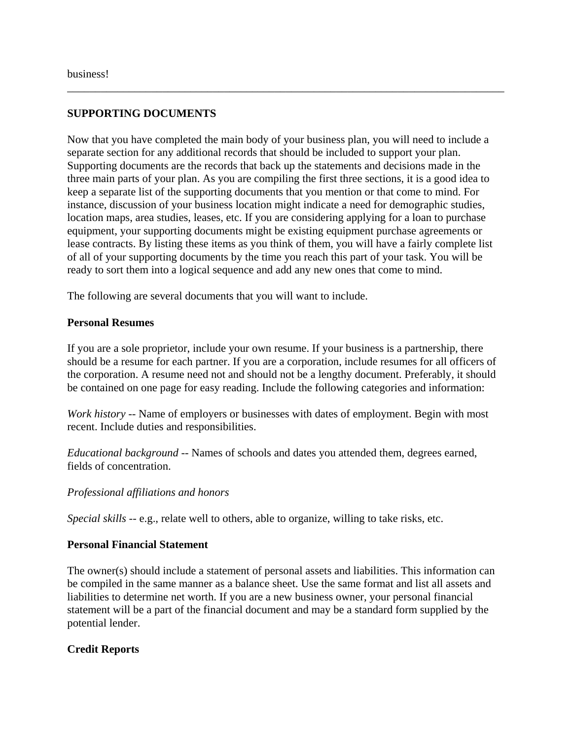business!

---

## SUPPORTING DOCUMENTS

Now that you have completed the main body of your business plan, you will need to include a separate section for any additional records that should be included to support your plan. Supporting documents are the records that back up the statements and decisions made in the three main parts of your plan. As you are compiling the first three sections, it is a good idea to keep a separate list of the supporting documents that you mention or that come to mind. For instance, discussion of your business location might indicate a need for demographic studies, location maps, area studies, leases, etc. If you are considering applying for a loan to purchase equipment, your supporting documents might be existing equipment purchase agreements or lease contracts. By listing these items as you think of them, you will have a fairly complete list of all of your supporting documents by the time you reach this part of your task. You will be ready to sort them into a logical sequence and add any new ones that come to mind.

The following are several documents that you will want to include.

### Personal Resumes

If you are a sole proprietor, include your own resume. If your business is a partnership, there should be a resume for each partner. If you are a corporation, include resumes for all officers of the corporation. A resume need not and should not be a lengthy document. Preferably, it should be contained on one page for easy reading. Include the following categories and information:

*Work history* -- Name of employers or businesses with dates of employment. Begin with most recent. Include duties and responsibilities.

*Educational background* -- Names of schools and dates you attended them, degrees earned, fields of concentration.

*Professional affiliations and honors*

*Special skills* -- e.g., relate well to others, able to organize, willing to take risks, etc.

### Personal Financial Statement

The owner(s) should include a statement of personal assets and liabilities. This information can be compiled in the same manner as a balance sheet. Use the same format and list all assets and liabilities to determine net worth. If you are a new business owner, your personal financial statement will be a part of the financial document and may be a standard form supplied by the potential lender.

### Credit Reports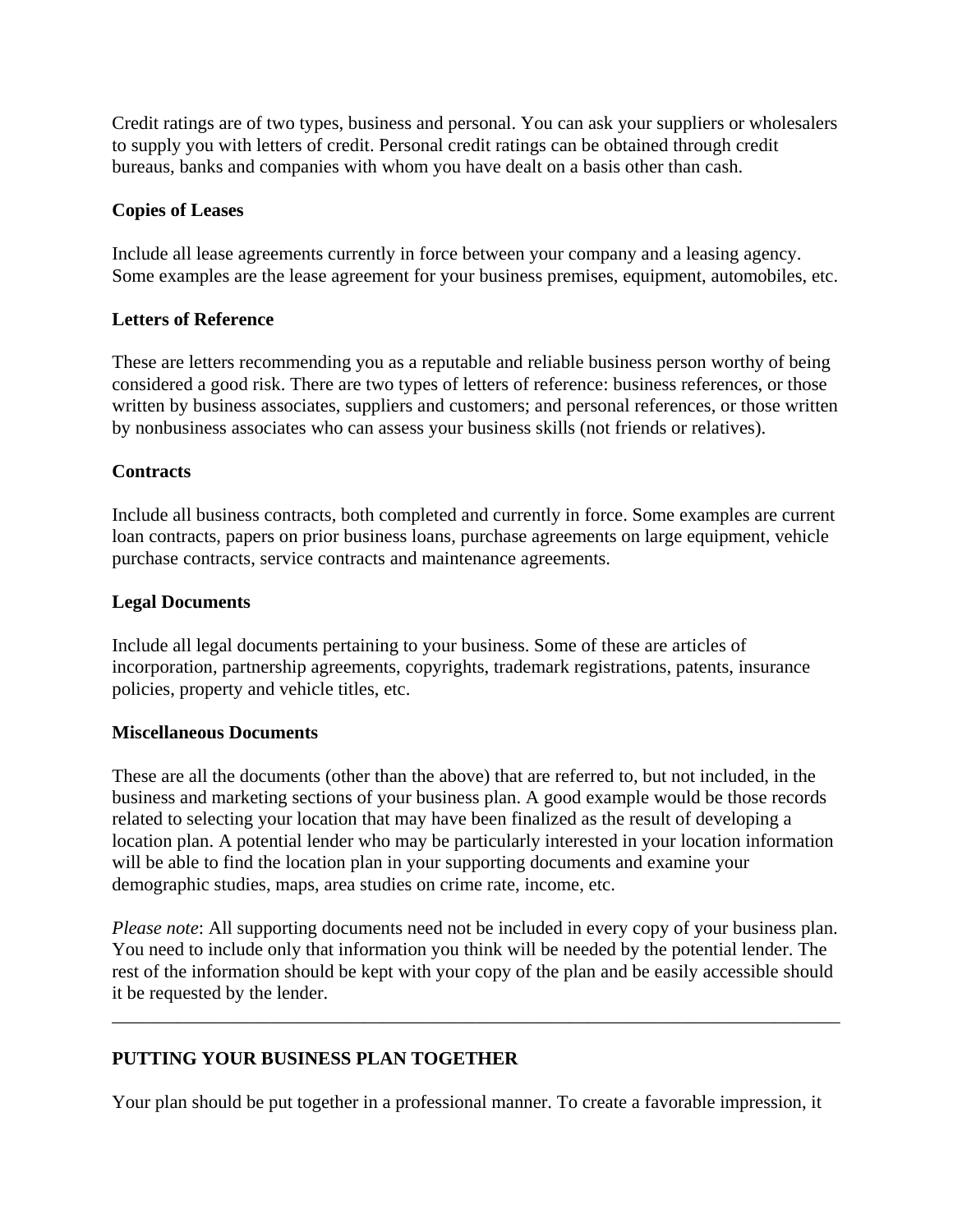Credit ratings are of two types, business and personal. You can ask your suppliers or wholesalers to supply you with letters of credit. Personal credit ratings can be obtained through credit bureaus, banks and companies with whom you have dealt on a basis other than cash.

**Copies of Leases**

Include all lease agreements currently in force between your company and a leasing agency. Some examples are the lease agreement for your business premises, equipment, automobiles, etc.

**Letters of Reference**

These are letters recommending you as a reputable and reliable business person worthy of being considered a good risk. There are two types of letters of reference: business references, or those written by business associates, suppliers and customers; and personal references, or those written by nonbusiness associates who can assess your business skills (not friends or relatives).

**Contracts**

Include all business contracts, both completed and currently in force. Some examples are current loan contracts, papers on prior business loans, purchase agreements on large equipment, vehicle purchase contracts, service contracts and maintenance agreements.

**Legal Documents**

Include all legal documents pertaining to your business. Some of these are articles of incorporation, partnership agreements, copyrights, trademark registrations, patents, insurance policies, property and vehicle titles, etc.

**Miscellaneous Documents**

These are all the documents (other than the above) that are referred to, but not included, in the business and marketing sections of your business plan. A good example would be those records related to selecting your location that may have been finalized as the result of developing a location plan. A potential lender who may be particularly interested in your location information will be able to find the location plan in your supporting documents and examine your demographic studies, maps, area studies on crime rate, income, etc.

*Please note*: All supporting documents need not be included in every copy of your business plan. You need to include only that information you think will be needed by the potential lender. The rest of the information should be kept with your copy of the plan and be easily accessible should it be requested by the lender.

---

## PUTTING YOUR BUSINESS PLAN TOGETHER

Your plan should be put together in a professional manner. To create a favorable impression, it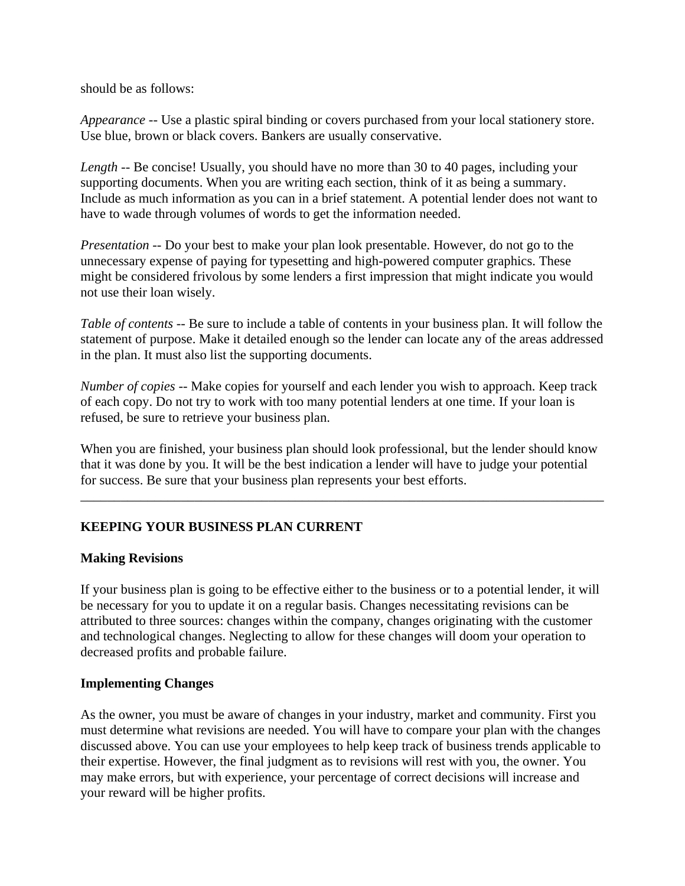should be as follows:

*Appearance* -- Use a plastic spiral binding or covers purchased from your local stationery store. Use blue, brown or black covers. Bankers are usually conservative.

*Length* -- Be concise! Usually, you should have no more than 30 to 40 pages, including your supporting documents. When you are writing each section, think of it as being a summary. Include as much information as you can in a brief statement. A potential lender does not want to have to wade through volumes of words to get the information needed.

*Presentation* -- Do your best to make your plan look presentable. However, do not go to the unnecessary expense of paying for typesetting and high-powered computer graphics. These might be considered frivolous by some lenders a first impression that might indicate you would not use their loan wisely.

*Table of contents* -- Be sure to include a table of contents in your business plan. It will follow the statement of purpose. Make it detailed enough so the lender can locate any of the areas addressed in the plan. It must also list the supporting documents.

*Number of copies* -- Make copies for yourself and each lender you wish to approach. Keep track of each copy. Do not try to work with too many potential lenders at one time. If your loan is refused, be sure to retrieve your business plan.

When you are finished, your business plan should look professional, but the lender should know that it was done by you. It will be the best indication a lender will have to judge your potential for success. Be sure that your business plan represents your best efforts.

---

## KEEPING YOUR BUSINESS PLAN CURRENT

### Making Revisions

If your business plan is going to be effective either to the business or to a potential lender, it will be necessary for you to update it on a regular basis. Changes necessitating revisions can be attributed to three sources: changes within the company, changes originating with the customer and technological changes. Neglecting to allow for these changes will doom your operation to decreased profits and probable failure.

### Implementing Changes

As the owner, you must be aware of changes in your industry, market and community. First you must determine what revisions are needed. You will have to compare your plan with the changes discussed above. You can use your employees to help keep track of business trends applicable to their expertise. However, the final judgment as to revisions will rest with you, the owner. You may make errors, but with experience, your percentage of correct decisions will increase and your reward will be higher profits.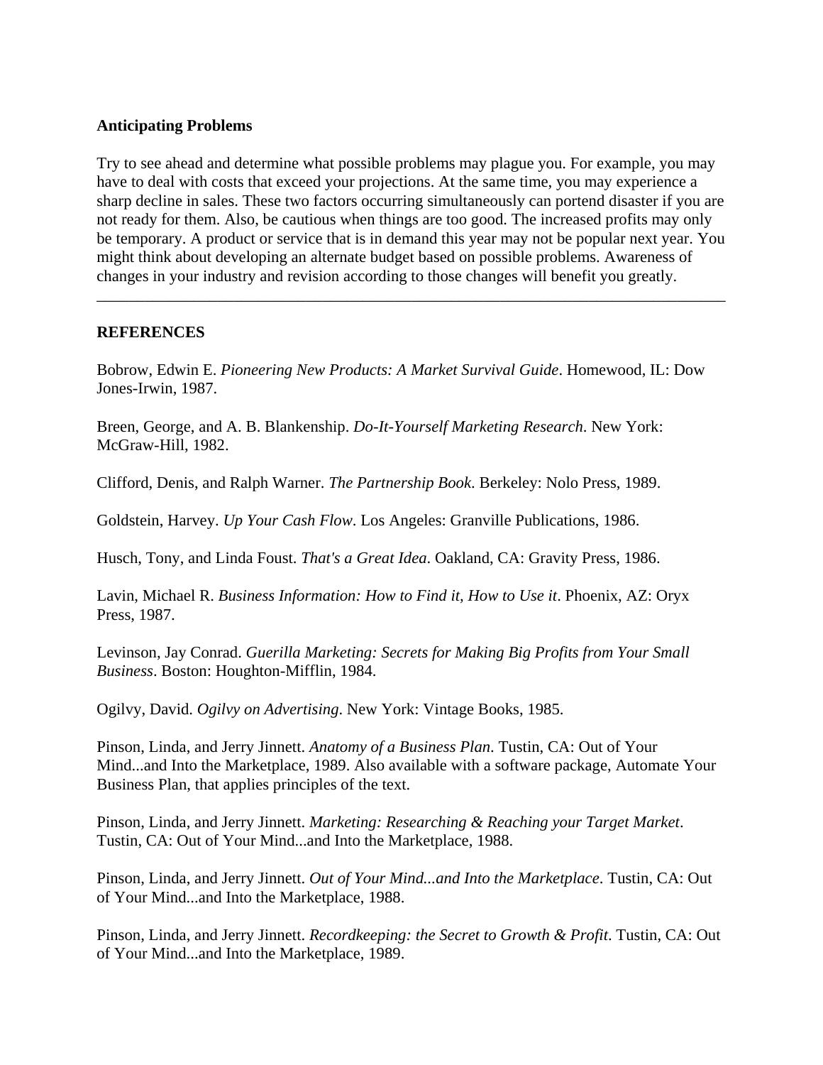**Anticipating Problems**

Try to see ahead and determine what possible problems may plague you. For example, you may have to deal with costs that exceed your projections. At the same time, you may experience a sharp decline in sales. These two factors occurring simultaneously can portend disaster if you are not ready for them. Also, be cautious when things are too good. The increased profits may only be temporary. A product or service that is in demand this year may not be popular next year. You might think about developing an alternate budget based on possible problems. Awareness of changes in your industry and revision according to those changes will benefit you greatly.

---

**REFERENCES**

Bobrow, Edwin E. *Pioneering New Products: A Market Survival Guide*. Homewood, IL: Dow Jones-Irwin, 1987.

Breen, George, and A. B. Blankenship. *Do-It-Yourself Marketing Research*. New York: McGraw-Hill, 1982.

Clifford, Denis, and Ralph Warner. *The Partnership Book*. Berkeley: Nolo Press, 1989.

Goldstein, Harvey. *Up Your Cash Flow*. Los Angeles: Granville Publications, 1986.

Husch, Tony, and Linda Foust. *That's a Great Idea*. Oakland, CA: Gravity Press, 1986.

Lavin, Michael R. *Business Information: How to Find it, How to Use it*. Phoenix, AZ: Oryx Press, 1987.

Levinson, Jay Conrad. *Guerilla Marketing: Secrets for Making Big Profits from Your Small Business*. Boston: Houghton-Mifflin, 1984.

Ogilvy, David. *Ogilvy on Advertising*. New York: Vintage Books, 1985.

Pinson, Linda, and Jerry Jinnett. *Anatomy of a Business Plan*. Tustin, CA: Out of Your Mind...and Into the Marketplace, 1989. Also available with a software package, Automate Your Business Plan, that applies principles of the text.

Pinson, Linda, and Jerry Jinnett. *Marketing: Researching & Reaching your Target Market*. Tustin, CA: Out of Your Mind...and Into the Marketplace, 1988.

Pinson, Linda, and Jerry Jinnett. *Out of Your Mind...and Into the Marketplace*. Tustin, CA: Out of Your Mind...and Into the Marketplace, 1988.

Pinson, Linda, and Jerry Jinnett. *Recordkeeping: the Secret to Growth & Profit*. Tustin, CA: Out of Your Mind...and Into the Marketplace, 1989.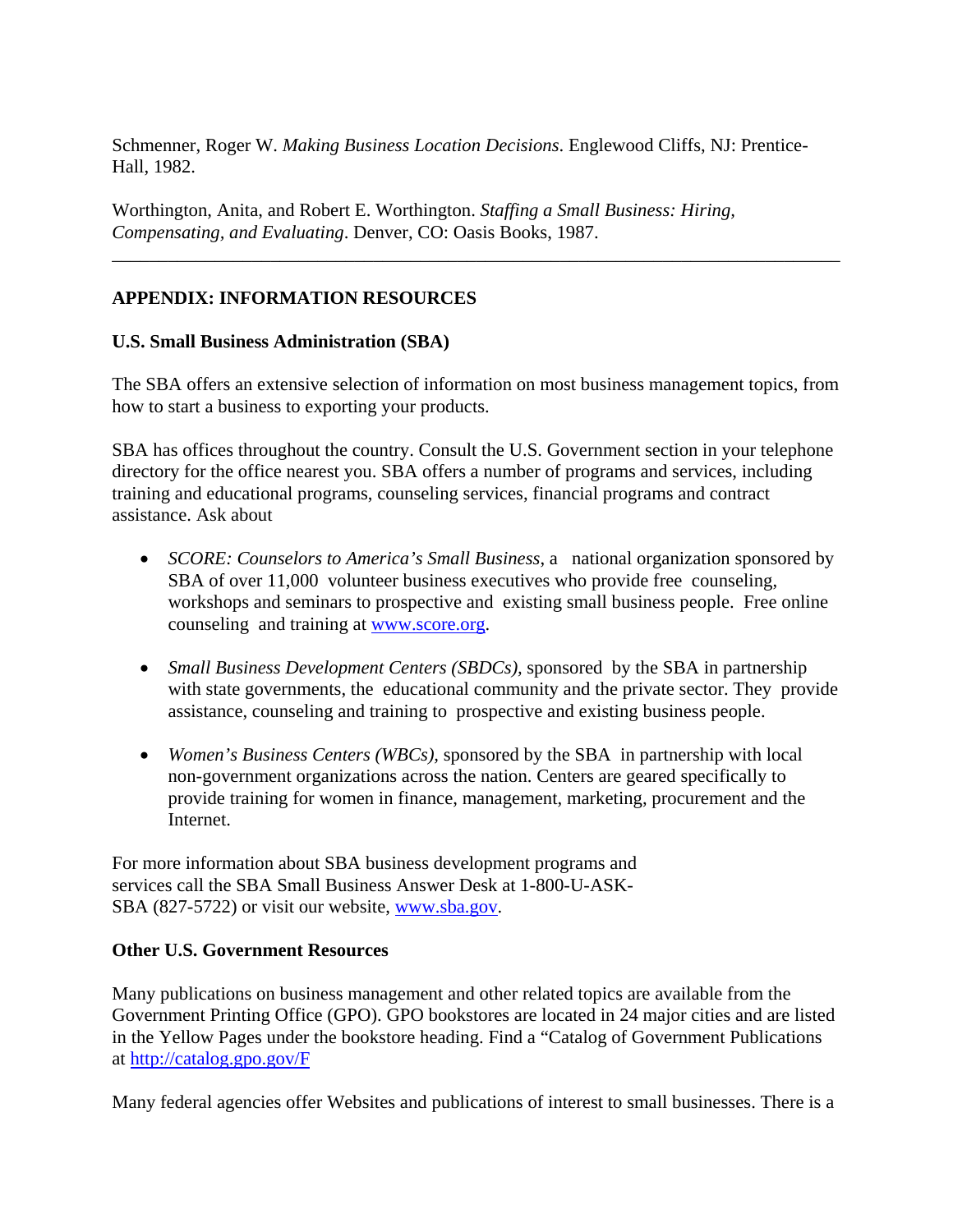Schmenner, Roger W. *Making Business Location Decisions*. Englewood Cliffs, NJ: Prentice-Hall, 1982.

Worthington, Anita, and Robert E. Worthington. *Staffing a Small Business: Hiring, Compensating, and Evaluating*. Denver, CO: Oasis Books, 1987.

---

## APPENDIX: INFORMATION RESOURCES

### U.S. Small Business Administration (SBA)

The SBA offers an extensive selection of information on most business management topics, from how to start a business to exporting your products.

SBA has offices throughout the country. Consult the U.S. Government section in your telephone directory for the office nearest you. SBA offers a number of programs and services, including training and educational programs, counseling services, financial programs and contract assistance. Ask about

- *SCORE: Counselors to America's Small Business*, a national organization sponsored by SBA of over 11,000 volunteer business executives who provide free counseling, workshops and seminars to prospective and existing small business people. Free online counseling and training at www.score.org.

- *Small Business Development Centers (SBDCs)*, sponsored by the SBA in partnership with state governments, the educational community and the private sector. They provide assistance, counseling and training to prospective and existing business people.

- *Women's Business Centers (WBCs)*, sponsored by the SBA in partnership with local non-government organizations across the nation. Centers are geared specifically to provide training for women in finance, management, marketing, procurement and the Internet.

For more information about SBA business development programs and services call the SBA Small Business Answer Desk at 1-800-U-ASK-SBA (827-5722) or visit our website, www.sba.gov.

### Other U.S. Government Resources

Many publications on business management and other related topics are available from the Government Printing Office (GPO). GPO bookstores are located in 24 major cities and are listed in the Yellow Pages under the bookstore heading. Find a "Catalog of Government Publications at http://catalog.gpo.gov/F

Many federal agencies offer Websites and publications of interest to small businesses. There is a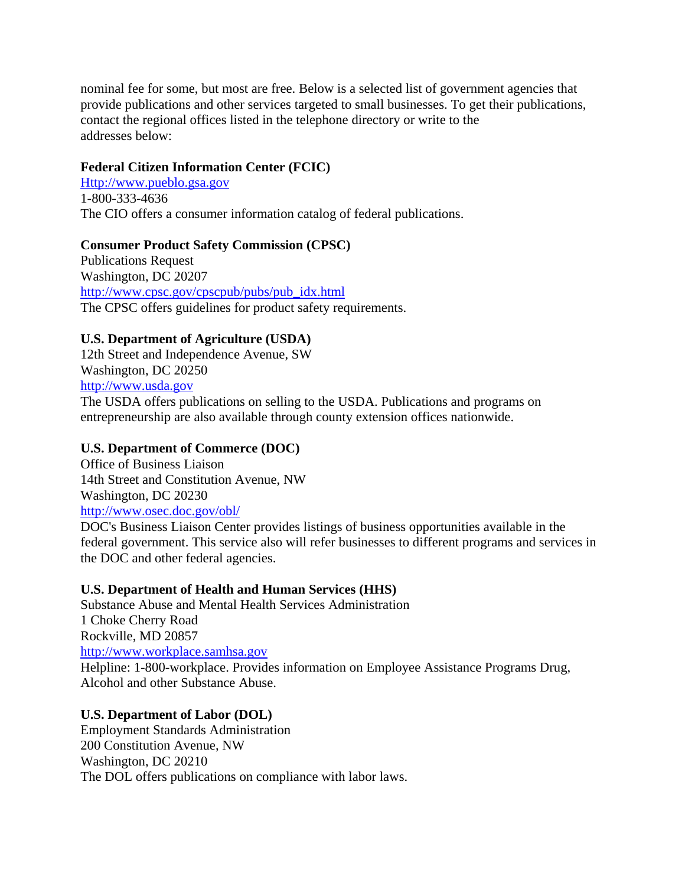nominal fee for some, but most are free. Below is a selected list of government agencies that provide publications and other services targeted to small businesses. To get their publications, contact the regional offices listed in the telephone directory or write to the addresses below:

**Federal Citizen Information Center (FCIC)**
Http://www.pueblo.gsa.gov
1-800-333-4636
The CIO offers a consumer information catalog of federal publications.

**Consumer Product Safety Commission (CPSC)**
Publications Request
Washington, DC 20207
http://www.cpsc.gov/cpscpub/pubs/pub_idx.html
The CPSC offers guidelines for product safety requirements.

**U.S. Department of Agriculture (USDA)**
12th Street and Independence Avenue, SW
Washington, DC 20250
http://www.usda.gov
The USDA offers publications on selling to the USDA. Publications and programs on entrepreneurship are also available through county extension offices nationwide.

**U.S. Department of Commerce (DOC)**
Office of Business Liaison
14th Street and Constitution Avenue, NW
Washington, DC 20230
http://www.osec.doc.gov/obl/
DOC's Business Liaison Center provides listings of business opportunities available in the federal government. This service also will refer businesses to different programs and services in the DOC and other federal agencies.

**U.S. Department of Health and Human Services (HHS)**
Substance Abuse and Mental Health Services Administration
1 Choke Cherry Road
Rockville, MD 20857
http://www.workplace.samhsa.gov
Helpline: 1-800-workplace. Provides information on Employee Assistance Programs Drug, Alcohol and other Substance Abuse.

**U.S. Department of Labor (DOL)**
Employment Standards Administration
200 Constitution Avenue, NW
Washington, DC 20210
The DOL offers publications on compliance with labor laws.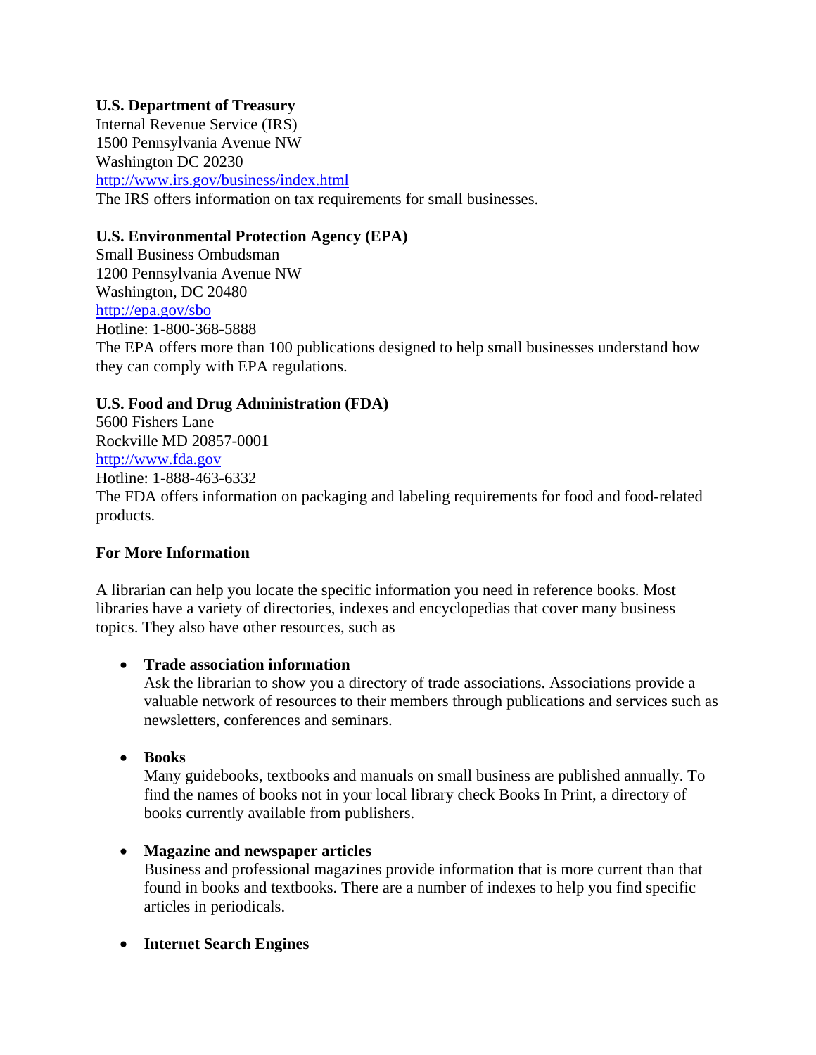**U.S. Department of Treasury**
Internal Revenue Service (IRS)
1500 Pennsylvania Avenue NW
Washington DC 20230
http://www.irs.gov/business/index.html
The IRS offers information on tax requirements for small businesses.

**U.S. Environmental Protection Agency (EPA)**
Small Business Ombudsman
1200 Pennsylvania Avenue NW
Washington, DC 20480
http://epa.gov/sbo
Hotline: 1-800-368-5888
The EPA offers more than 100 publications designed to help small businesses understand how they can comply with EPA regulations.

**U.S. Food and Drug Administration (FDA)**
5600 Fishers Lane
Rockville MD 20857-0001
http://www.fda.gov
Hotline: 1-888-463-6332
The FDA offers information on packaging and labeling requirements for food and food-related products.

**For More Information**

A librarian can help you locate the specific information you need in reference books. Most libraries have a variety of directories, indexes and encyclopedias that cover many business topics. They also have other resources, such as

- **Trade association information**
  Ask the librarian to show you a directory of trade associations. Associations provide a valuable network of resources to their members through publications and services such as newsletters, conferences and seminars.

- **Books**
  Many guidebooks, textbooks and manuals on small business are published annually. To find the names of books not in your local library check Books In Print, a directory of books currently available from publishers.

- **Magazine and newspaper articles**
  Business and professional magazines provide information that is more current than that found in books and textbooks. There are a number of indexes to help you find specific articles in periodicals.

- **Internet Search Engines**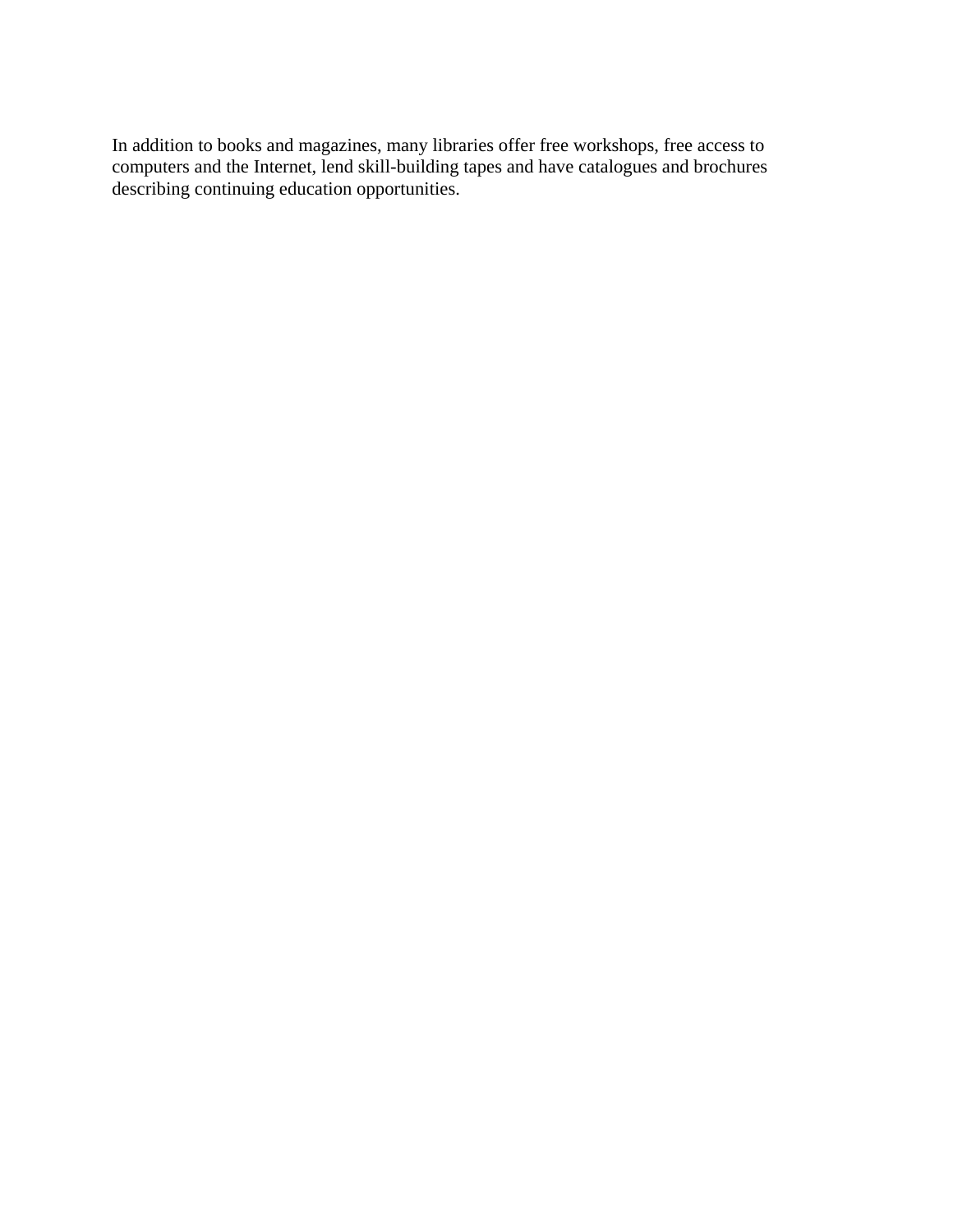In addition to books and magazines, many libraries offer free workshops, free access to computers and the Internet, lend skill-building tapes and have catalogues and brochures describing continuing education opportunities.